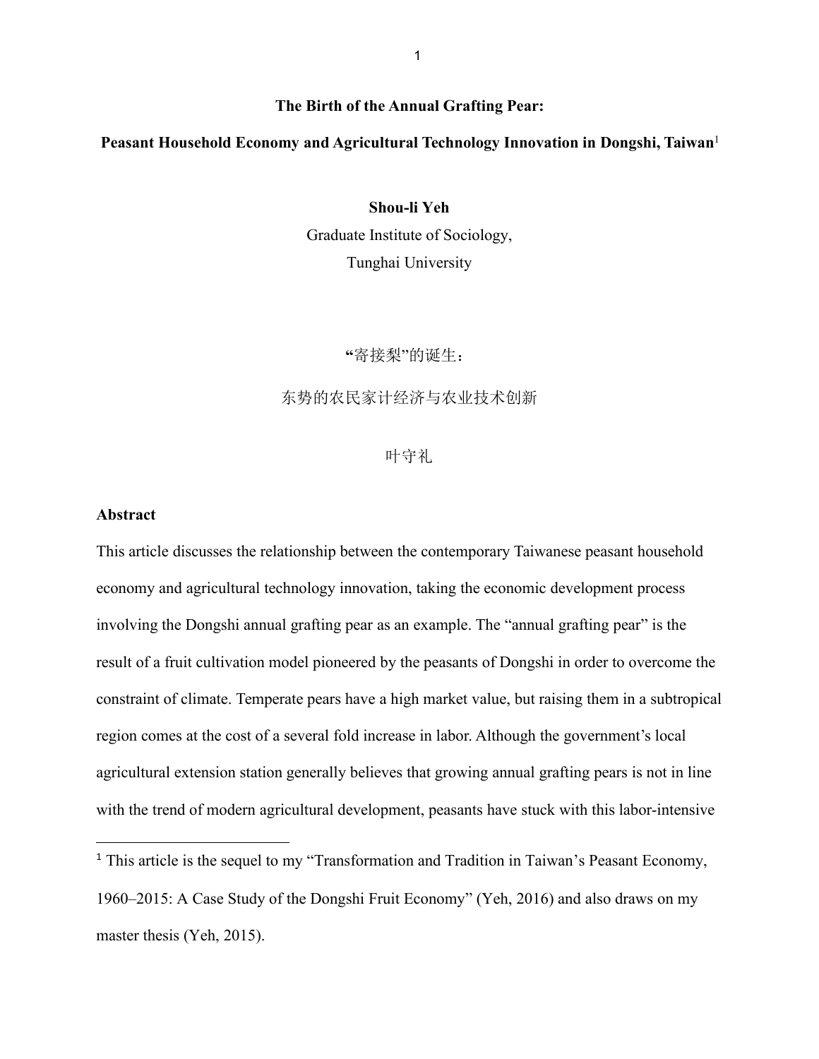# The Birth of the Annual Grafting Pear:

## Peasant Household Economy and Agricultural Technology Innovation in Dongshi, Taiwan[1]

**Shou-li Yeh**

Graduate Institute of Sociology,

Tunghai University

“寄接梨”的诞生：

东势的农民家计经济与农业技术创新

叶守礼

## Abstract

This article discusses the relationship between the contemporary Taiwanese peasant household economy and agricultural technology innovation, taking the economic development process involving the Dongshi annual grafting pear as an example. The “annual grafting pear” is the result of a fruit cultivation model pioneered by the peasants of Dongshi in order to overcome the constraint of climate. Temperate pears have a high market value, but raising them in a subtropical region comes at the cost of a several fold increase in labor. Although the government’s local agricultural extension station generally believes that growing annual grafting pears is not in line with the trend of modern agricultural development, peasants have stuck with this labor-intensive

[1] This article is the sequel to my “Transformation and Tradition in Taiwan’s Peasant Economy, 1960–2015: A Case Study of the Dongshi Fruit Economy” (Yeh, 2016) and also draws on my master thesis (Yeh, 2015).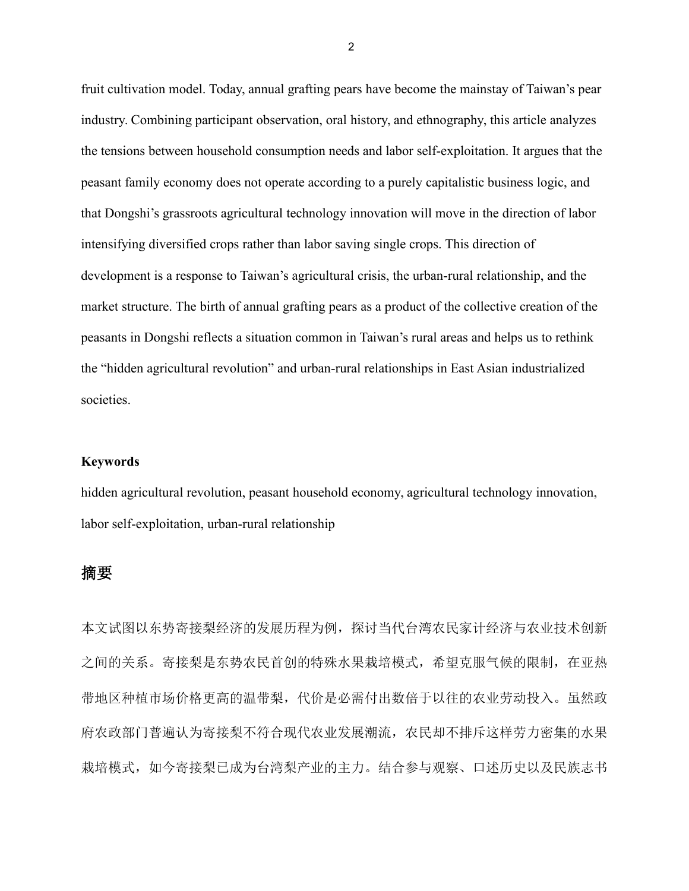fruit cultivation model. Today, annual grafting pears have become the mainstay of Taiwan's pear industry. Combining participant observation, oral history, and ethnography, this article analyzes the tensions between household consumption needs and labor self-exploitation. It argues that the peasant family economy does not operate according to a purely capitalistic business logic, and that Dongshi's grassroots agricultural technology innovation will move in the direction of labor intensifying diversified crops rather than labor saving single crops. This direction of development is a response to Taiwan's agricultural crisis, the urban-rural relationship, and the market structure. The birth of annual grafting pears as a product of the collective creation of the peasants in Dongshi reflects a situation common in Taiwan's rural areas and helps us to rethink the "hidden agricultural revolution" and urban-rural relationships in East Asian industrialized societies.

**Keywords**

hidden agricultural revolution, peasant household economy, agricultural technology innovation, labor self-exploitation, urban-rural relationship

## 摘要

本文试图以东势寄接梨经济的发展历程为例，探讨当代台湾农民家计经济与农业技术创新之间的关系。寄接梨是东势农民首创的特殊水果栽培模式，希望克服气候的限制，在亚热带地区种植市场价格更高的温带梨，代价是必需付出数倍于以往的农业劳动投入。虽然政府农政部门普遍认为寄接梨不符合现代农业发展潮流，农民却不排斥这样劳力密集的水果栽培模式，如今寄接梨已成为台湾梨产业的主力。结合参与观察、口述历史以及民族志书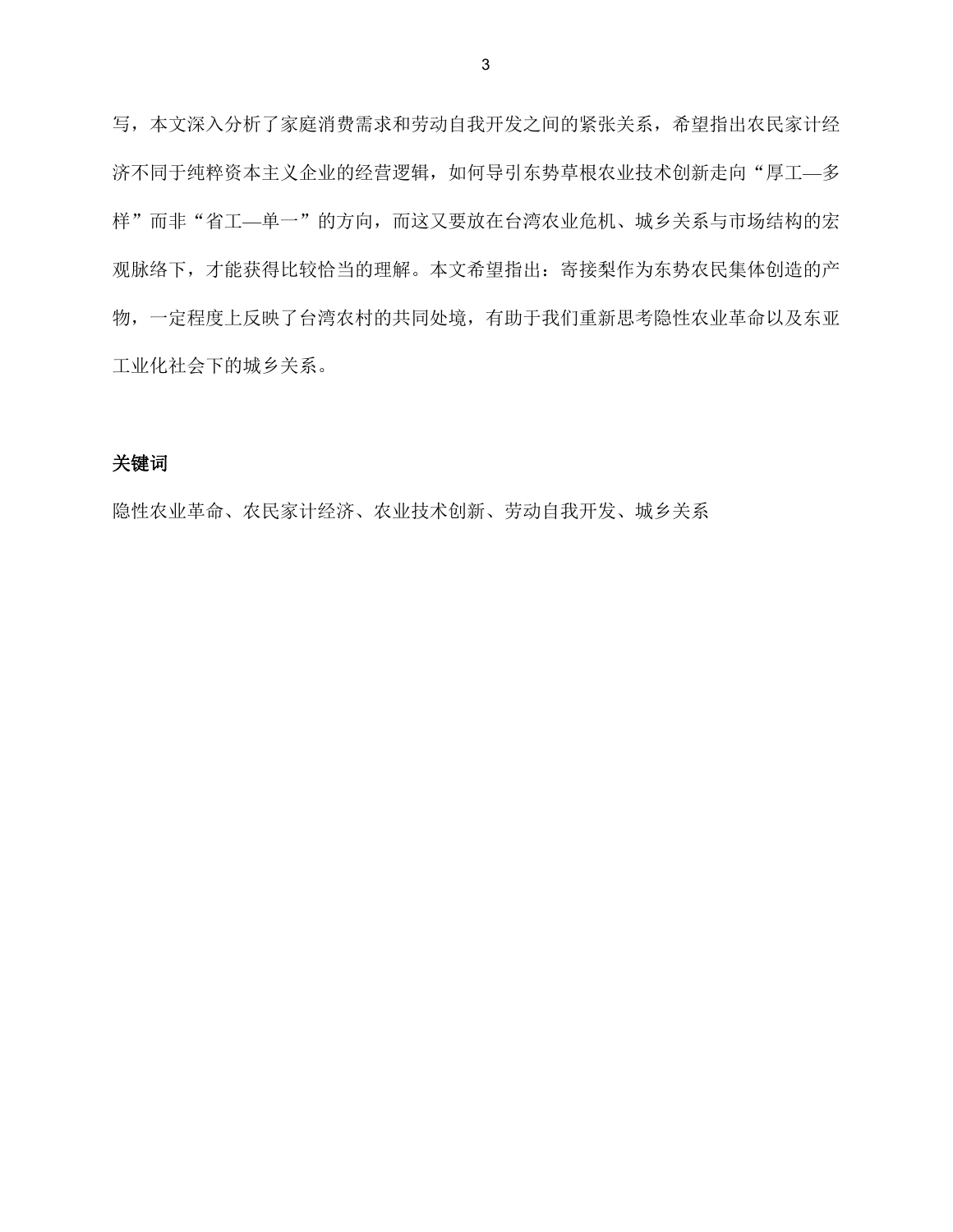写，本文深入分析了家庭消费需求和劳动自我开发之间的紧张关系，希望指出农民家计经济不同于纯粹资本主义企业的经营逻辑，如何导引东势草根农业技术创新走向“厚工—多样”而非“省工—单一”的方向，而这又要放在台湾农业危机、城乡关系与市场结构的宏观脉络下，才能获得比较恰当的理解。本文希望指出：寄接梨作为东势农民集体创造的产物，一定程度上反映了台湾农村的共同处境，有助于我们重新思考隐性农业革命以及东亚工业化社会下的城乡关系。

**关键词**

隐性农业革命、农民家计经济、农业技术创新、劳动自我开发、城乡关系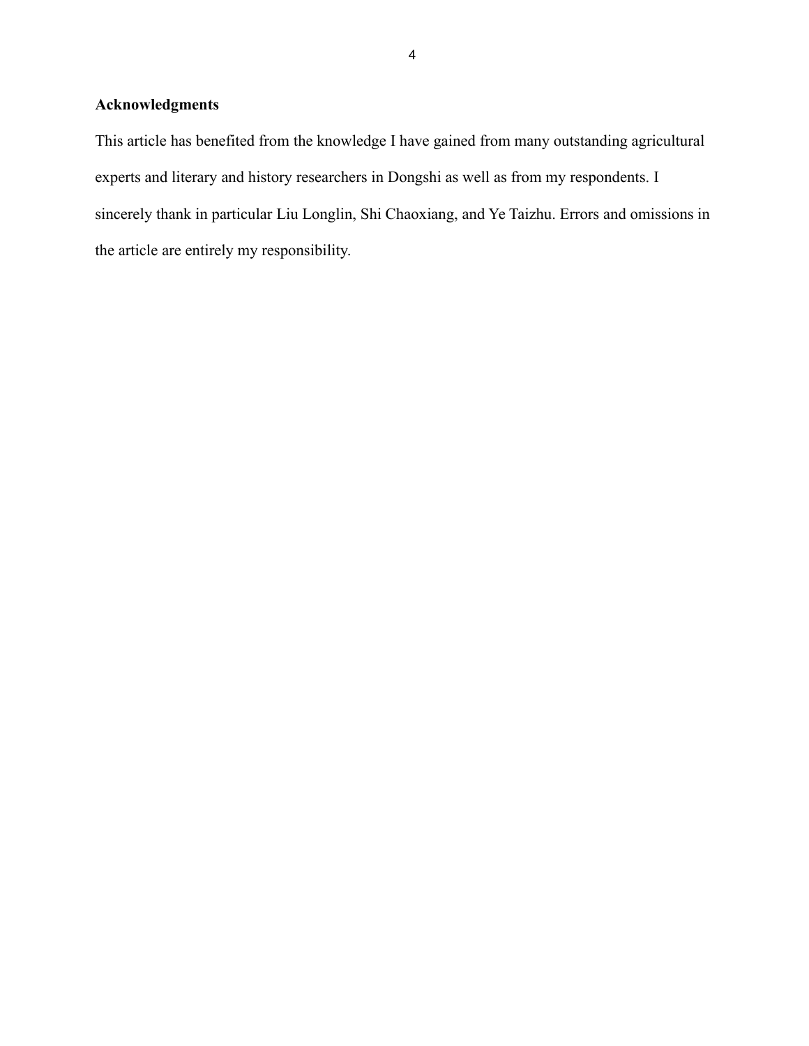## Acknowledgments

This article has benefited from the knowledge I have gained from many outstanding agricultural experts and literary and history researchers in Dongshi as well as from my respondents. I sincerely thank in particular Liu Longlin, Shi Chaoxiang, and Ye Taizhu. Errors and omissions in the article are entirely my responsibility.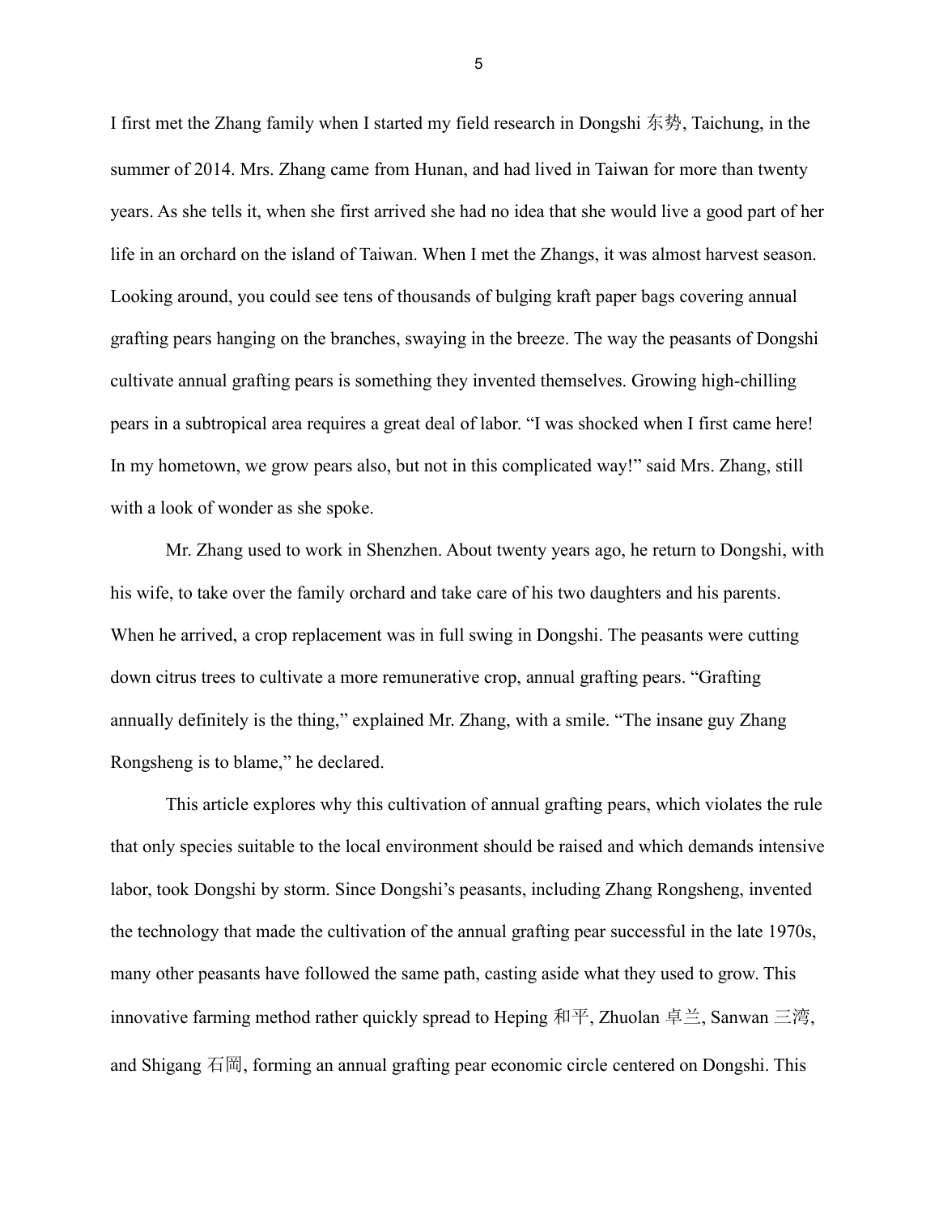I first met the Zhang family when I started my field research in Dongshi 东势, Taichung, in the summer of 2014. Mrs. Zhang came from Hunan, and had lived in Taiwan for more than twenty years. As she tells it, when she first arrived she had no idea that she would live a good part of her life in an orchard on the island of Taiwan. When I met the Zhangs, it was almost harvest season. Looking around, you could see tens of thousands of bulging kraft paper bags covering annual grafting pears hanging on the branches, swaying in the breeze. The way the peasants of Dongshi cultivate annual grafting pears is something they invented themselves. Growing high-chilling pears in a subtropical area requires a great deal of labor. "I was shocked when I first came here! In my hometown, we grow pears also, but not in this complicated way!" said Mrs. Zhang, still with a look of wonder as she spoke.

Mr. Zhang used to work in Shenzhen. About twenty years ago, he return to Dongshi, with his wife, to take over the family orchard and take care of his two daughters and his parents. When he arrived, a crop replacement was in full swing in Dongshi. The peasants were cutting down citrus trees to cultivate a more remunerative crop, annual grafting pears. "Grafting annually definitely is the thing," explained Mr. Zhang, with a smile. "The insane guy Zhang Rongsheng is to blame," he declared.

This article explores why this cultivation of annual grafting pears, which violates the rule that only species suitable to the local environment should be raised and which demands intensive labor, took Dongshi by storm. Since Dongshi's peasants, including Zhang Rongsheng, invented the technology that made the cultivation of the annual grafting pear successful in the late 1970s, many other peasants have followed the same path, casting aside what they used to grow. This innovative farming method rather quickly spread to Heping 和平, Zhuolan 卓兰, Sanwan 三湾, and Shigang 石岡, forming an annual grafting pear economic circle centered on Dongshi. This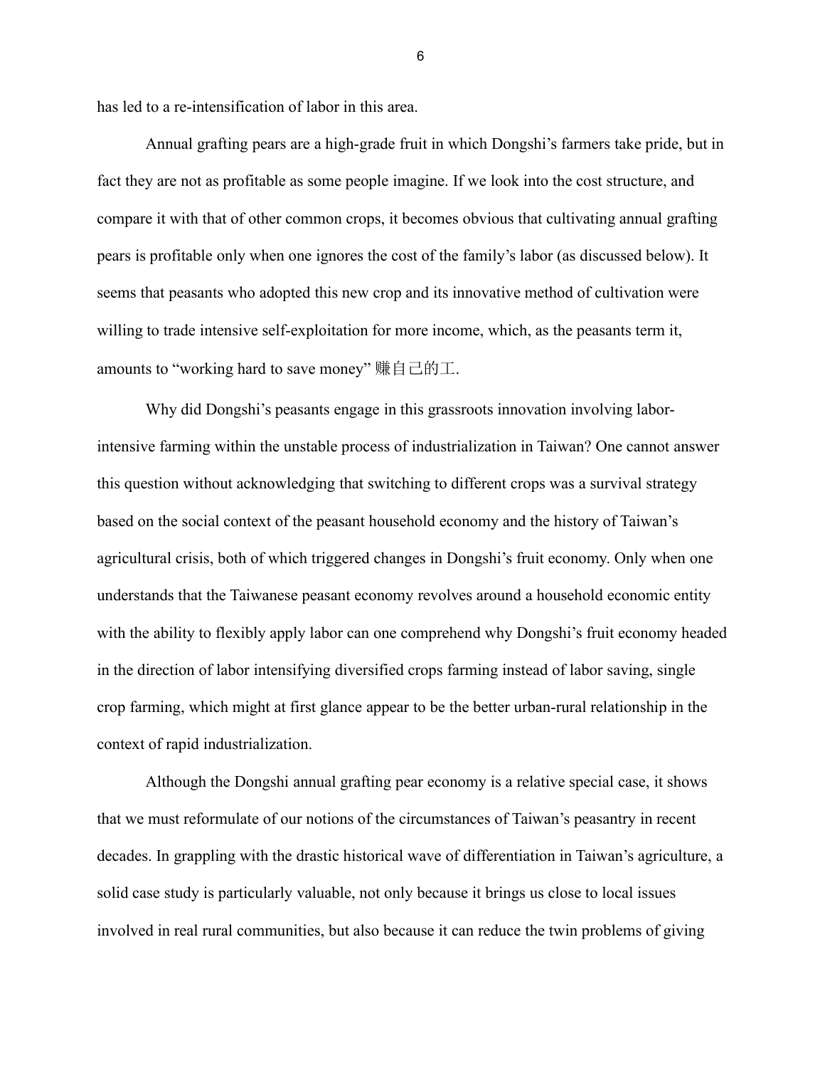has led to a re-intensification of labor in this area.

Annual grafting pears are a high-grade fruit in which Dongshi's farmers take pride, but in fact they are not as profitable as some people imagine. If we look into the cost structure, and compare it with that of other common crops, it becomes obvious that cultivating annual grafting pears is profitable only when one ignores the cost of the family's labor (as discussed below). It seems that peasants who adopted this new crop and its innovative method of cultivation were willing to trade intensive self-exploitation for more income, which, as the peasants term it, amounts to "working hard to save money" 賺自己的工.

Why did Dongshi's peasants engage in this grassroots innovation involving labor-intensive farming within the unstable process of industrialization in Taiwan? One cannot answer this question without acknowledging that switching to different crops was a survival strategy based on the social context of the peasant household economy and the history of Taiwan's agricultural crisis, both of which triggered changes in Dongshi's fruit economy. Only when one understands that the Taiwanese peasant economy revolves around a household economic entity with the ability to flexibly apply labor can one comprehend why Dongshi's fruit economy headed in the direction of labor intensifying diversified crops farming instead of labor saving, single crop farming, which might at first glance appear to be the better urban-rural relationship in the context of rapid industrialization.

Although the Dongshi annual grafting pear economy is a relative special case, it shows that we must reformulate of our notions of the circumstances of Taiwan's peasantry in recent decades. In grappling with the drastic historical wave of differentiation in Taiwan's agriculture, a solid case study is particularly valuable, not only because it brings us close to local issues involved in real rural communities, but also because it can reduce the twin problems of giving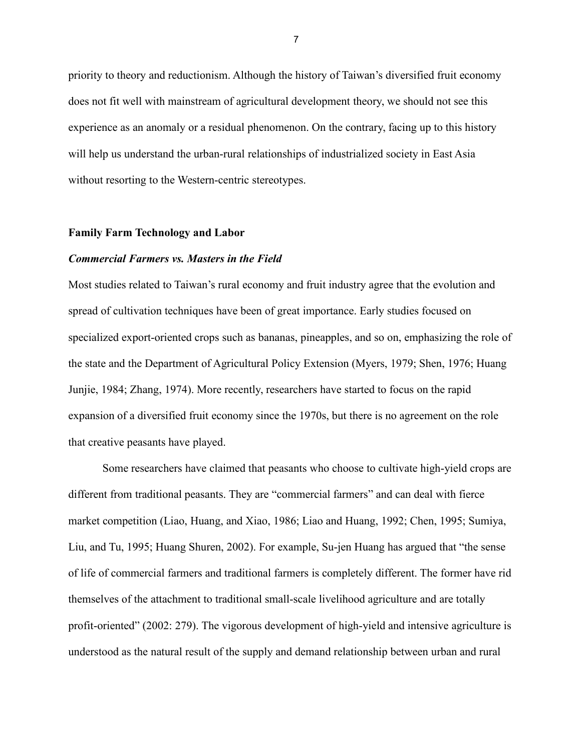priority to theory and reductionism. Although the history of Taiwan's diversified fruit economy does not fit well with mainstream of agricultural development theory, we should not see this experience as an anomaly or a residual phenomenon. On the contrary, facing up to this history will help us understand the urban-rural relationships of industrialized society in East Asia without resorting to the Western-centric stereotypes.

## Family Farm Technology and Labor

### *Commercial Farmers vs. Masters in the Field*

Most studies related to Taiwan's rural economy and fruit industry agree that the evolution and spread of cultivation techniques have been of great importance. Early studies focused on specialized export-oriented crops such as bananas, pineapples, and so on, emphasizing the role of the state and the Department of Agricultural Policy Extension (Myers, 1979; Shen, 1976; Huang Junjie, 1984; Zhang, 1974). More recently, researchers have started to focus on the rapid expansion of a diversified fruit economy since the 1970s, but there is no agreement on the role that creative peasants have played.

Some researchers have claimed that peasants who choose to cultivate high-yield crops are different from traditional peasants. They are "commercial farmers" and can deal with fierce market competition (Liao, Huang, and Xiao, 1986; Liao and Huang, 1992; Chen, 1995; Sumiya, Liu, and Tu, 1995; Huang Shuren, 2002). For example, Su-jen Huang has argued that "the sense of life of commercial farmers and traditional farmers is completely different. The former have rid themselves of the attachment to traditional small-scale livelihood agriculture and are totally profit-oriented" (2002: 279). The vigorous development of high-yield and intensive agriculture is understood as the natural result of the supply and demand relationship between urban and rural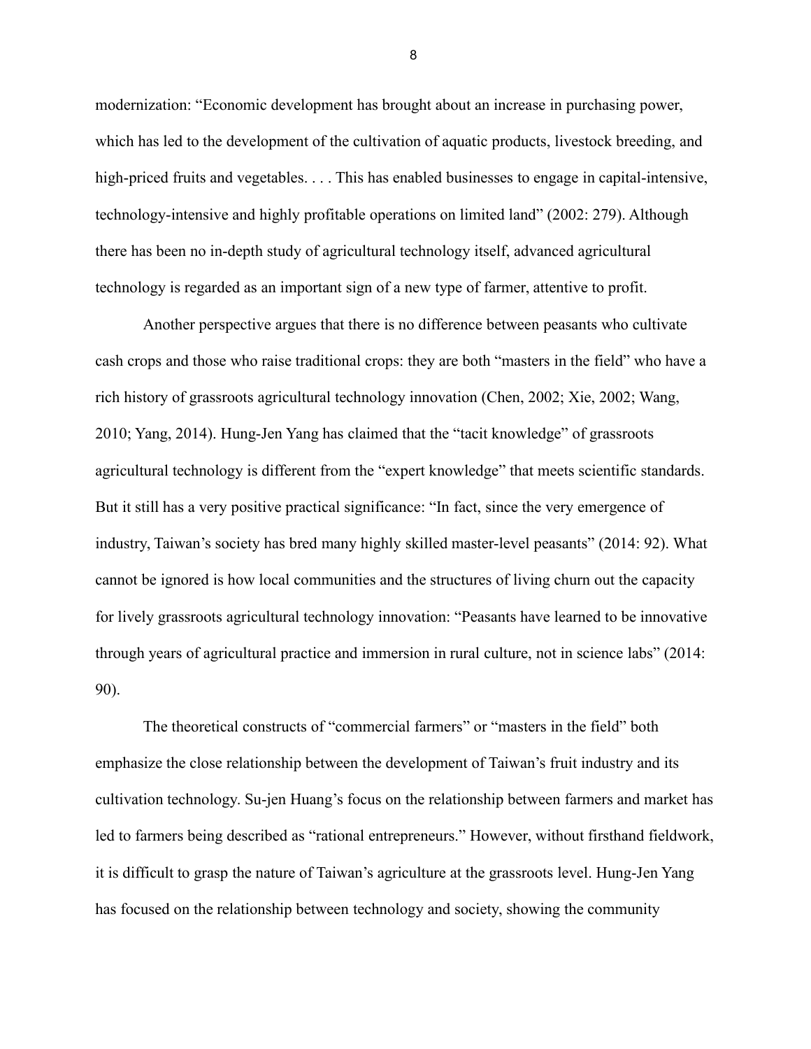modernization: “Economic development has brought about an increase in purchasing power, which has led to the development of the cultivation of aquatic products, livestock breeding, and high-priced fruits and vegetables. . . . This has enabled businesses to engage in capital-intensive, technology-intensive and highly profitable operations on limited land” (2002: 279). Although there has been no in-depth study of agricultural technology itself, advanced agricultural technology is regarded as an important sign of a new type of farmer, attentive to profit.

Another perspective argues that there is no difference between peasants who cultivate cash crops and those who raise traditional crops: they are both “masters in the field” who have a rich history of grassroots agricultural technology innovation (Chen, 2002; Xie, 2002; Wang, 2010; Yang, 2014). Hung-Jen Yang has claimed that the “tacit knowledge” of grassroots agricultural technology is different from the “expert knowledge” that meets scientific standards. But it still has a very positive practical significance: “In fact, since the very emergence of industry, Taiwan’s society has bred many highly skilled master-level peasants” (2014: 92). What cannot be ignored is how local communities and the structures of living churn out the capacity for lively grassroots agricultural technology innovation: “Peasants have learned to be innovative through years of agricultural practice and immersion in rural culture, not in science labs” (2014: 90).

The theoretical constructs of “commercial farmers” or “masters in the field” both emphasize the close relationship between the development of Taiwan’s fruit industry and its cultivation technology. Su-jen Huang’s focus on the relationship between farmers and market has led to farmers being described as “rational entrepreneurs.” However, without firsthand fieldwork, it is difficult to grasp the nature of Taiwan’s agriculture at the grassroots level. Hung-Jen Yang has focused on the relationship between technology and society, showing the community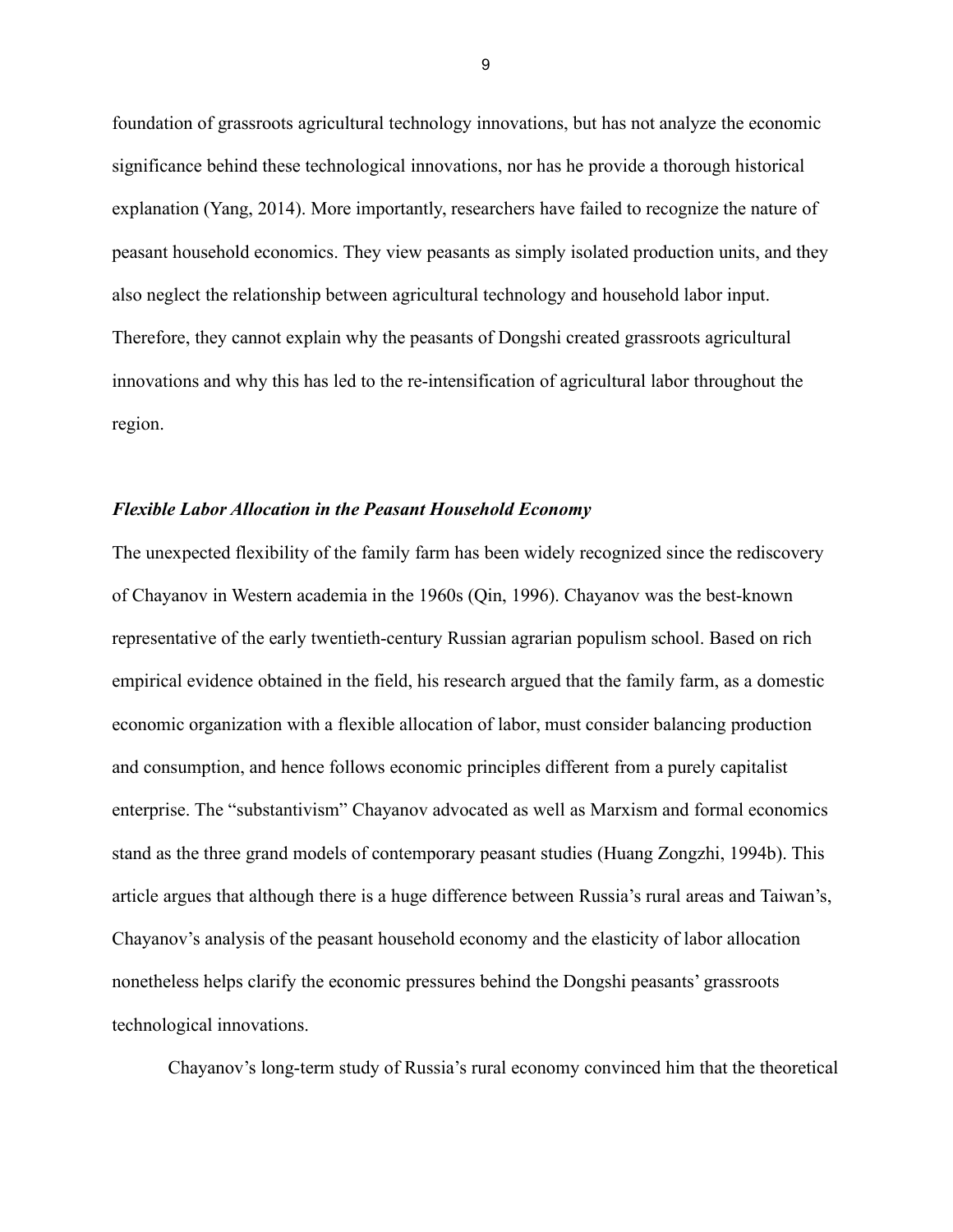foundation of grassroots agricultural technology innovations, but has not analyze the economic significance behind these technological innovations, nor has he provide a thorough historical explanation (Yang, 2014). More importantly, researchers have failed to recognize the nature of peasant household economics. They view peasants as simply isolated production units, and they also neglect the relationship between agricultural technology and household labor input. Therefore, they cannot explain why the peasants of Dongshi created grassroots agricultural innovations and why this has led to the re-intensification of agricultural labor throughout the region.

### *Flexible Labor Allocation in the Peasant Household Economy*

The unexpected flexibility of the family farm has been widely recognized since the rediscovery of Chayanov in Western academia in the 1960s (Qin, 1996). Chayanov was the best-known representative of the early twentieth-century Russian agrarian populism school. Based on rich empirical evidence obtained in the field, his research argued that the family farm, as a domestic economic organization with a flexible allocation of labor, must consider balancing production and consumption, and hence follows economic principles different from a purely capitalist enterprise. The "substantivism" Chayanov advocated as well as Marxism and formal economics stand as the three grand models of contemporary peasant studies (Huang Zongzhi, 1994b). This article argues that although there is a huge difference between Russia's rural areas and Taiwan's, Chayanov's analysis of the peasant household economy and the elasticity of labor allocation nonetheless helps clarify the economic pressures behind the Dongshi peasants' grassroots technological innovations.

Chayanov's long-term study of Russia's rural economy convinced him that the theoretical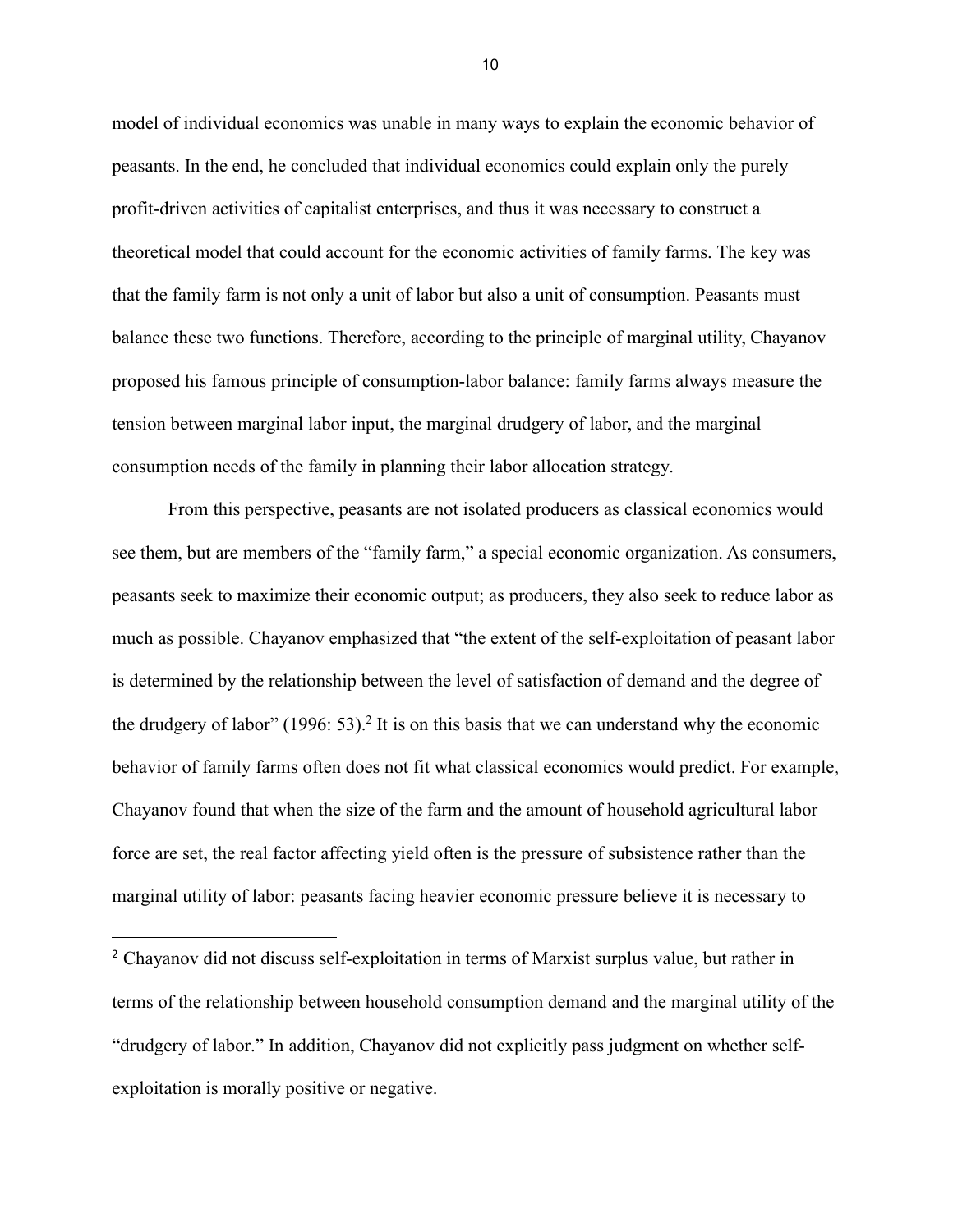model of individual economics was unable in many ways to explain the economic behavior of peasants. In the end, he concluded that individual economics could explain only the purely profit-driven activities of capitalist enterprises, and thus it was necessary to construct a theoretical model that could account for the economic activities of family farms. The key was that the family farm is not only a unit of labor but also a unit of consumption. Peasants must balance these two functions. Therefore, according to the principle of marginal utility, Chayanov proposed his famous principle of consumption-labor balance: family farms always measure the tension between marginal labor input, the marginal drudgery of labor, and the marginal consumption needs of the family in planning their labor allocation strategy.

From this perspective, peasants are not isolated producers as classical economics would see them, but are members of the "family farm," a special economic organization. As consumers, peasants seek to maximize their economic output; as producers, they also seek to reduce labor as much as possible. Chayanov emphasized that "the extent of the self-exploitation of peasant labor is determined by the relationship between the level of satisfaction of demand and the degree of the drudgery of labor" (1996: 53).[2] It is on this basis that we can understand why the economic behavior of family farms often does not fit what classical economics would predict. For example, Chayanov found that when the size of the farm and the amount of household agricultural labor force are set, the real factor affecting yield often is the pressure of subsistence rather than the marginal utility of labor: peasants facing heavier economic pressure believe it is necessary to

[2] Chayanov did not discuss self-exploitation in terms of Marxist surplus value, but rather in terms of the relationship between household consumption demand and the marginal utility of the "drudgery of labor." In addition, Chayanov did not explicitly pass judgment on whether self-exploitation is morally positive or negative.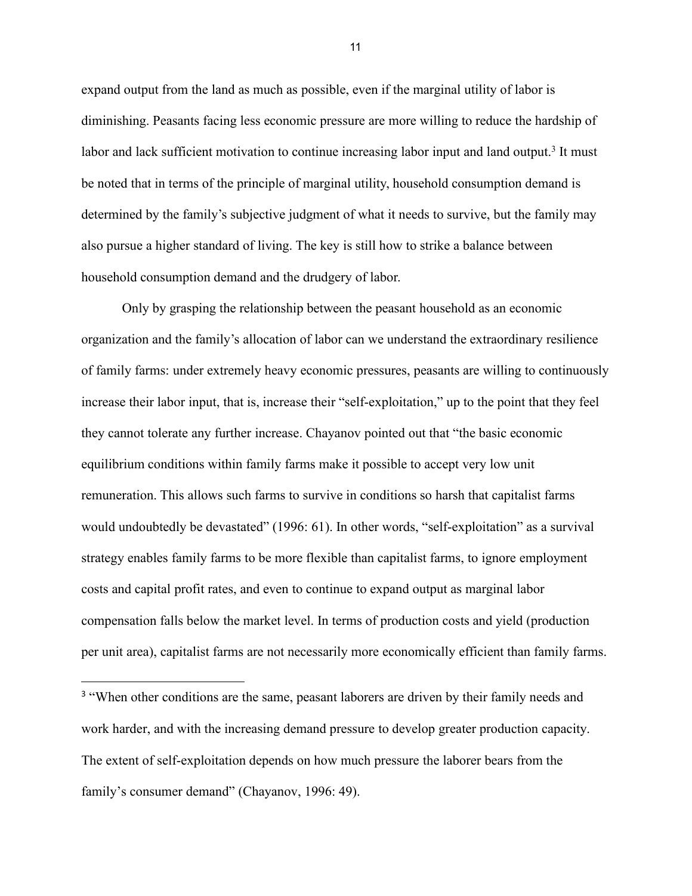expand output from the land as much as possible, even if the marginal utility of labor is diminishing. Peasants facing less economic pressure are more willing to reduce the hardship of labor and lack sufficient motivation to continue increasing labor input and land output.[3] It must be noted that in terms of the principle of marginal utility, household consumption demand is determined by the family's subjective judgment of what it needs to survive, but the family may also pursue a higher standard of living. The key is still how to strike a balance between household consumption demand and the drudgery of labor.

Only by grasping the relationship between the peasant household as an economic organization and the family's allocation of labor can we understand the extraordinary resilience of family farms: under extremely heavy economic pressures, peasants are willing to continuously increase their labor input, that is, increase their "self-exploitation," up to the point that they feel they cannot tolerate any further increase. Chayanov pointed out that "the basic economic equilibrium conditions within family farms make it possible to accept very low unit remuneration. This allows such farms to survive in conditions so harsh that capitalist farms would undoubtedly be devastated" (1996: 61). In other words, "self-exploitation" as a survival strategy enables family farms to be more flexible than capitalist farms, to ignore employment costs and capital profit rates, and even to continue to expand output as marginal labor compensation falls below the market level. In terms of production costs and yield (production per unit area), capitalist farms are not necessarily more economically efficient than family farms.

---

[3] "When other conditions are the same, peasant laborers are driven by their family needs and work harder, and with the increasing demand pressure to develop greater production capacity. The extent of self-exploitation depends on how much pressure the laborer bears from the family's consumer demand" (Chayanov, 1996: 49).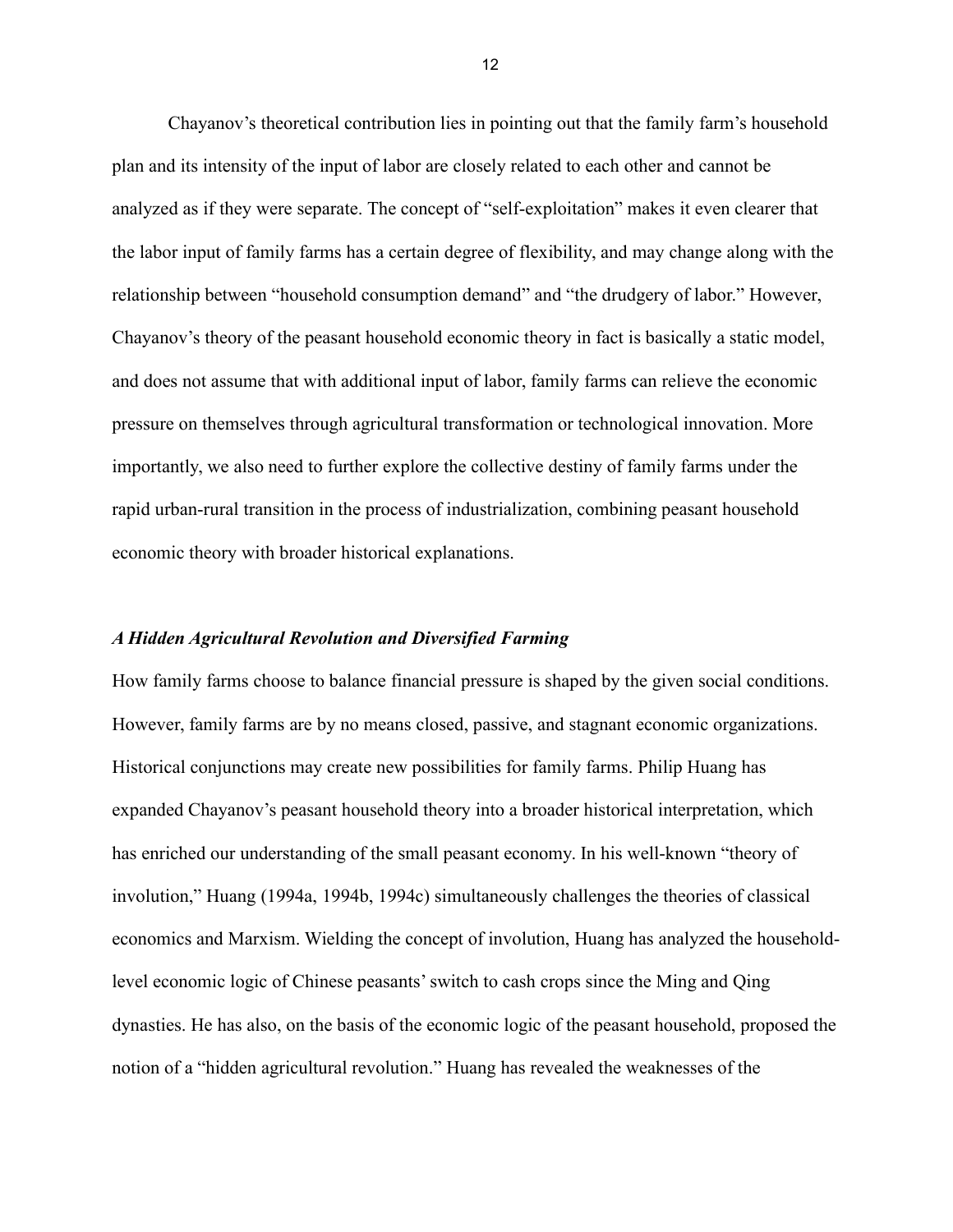Chayanov's theoretical contribution lies in pointing out that the family farm's household plan and its intensity of the input of labor are closely related to each other and cannot be analyzed as if they were separate. The concept of "self-exploitation" makes it even clearer that the labor input of family farms has a certain degree of flexibility, and may change along with the relationship between "household consumption demand" and "the drudgery of labor." However, Chayanov's theory of the peasant household economic theory in fact is basically a static model, and does not assume that with additional input of labor, family farms can relieve the economic pressure on themselves through agricultural transformation or technological innovation. More importantly, we also need to further explore the collective destiny of family farms under the rapid urban-rural transition in the process of industrialization, combining peasant household economic theory with broader historical explanations.

### *A Hidden Agricultural Revolution and Diversified Farming*

How family farms choose to balance financial pressure is shaped by the given social conditions. However, family farms are by no means closed, passive, and stagnant economic organizations. Historical conjunctions may create new possibilities for family farms. Philip Huang has expanded Chayanov's peasant household theory into a broader historical interpretation, which has enriched our understanding of the small peasant economy. In his well-known "theory of involution," Huang (1994a, 1994b, 1994c) simultaneously challenges the theories of classical economics and Marxism. Wielding the concept of involution, Huang has analyzed the household-level economic logic of Chinese peasants' switch to cash crops since the Ming and Qing dynasties. He has also, on the basis of the economic logic of the peasant household, proposed the notion of a "hidden agricultural revolution." Huang has revealed the weaknesses of the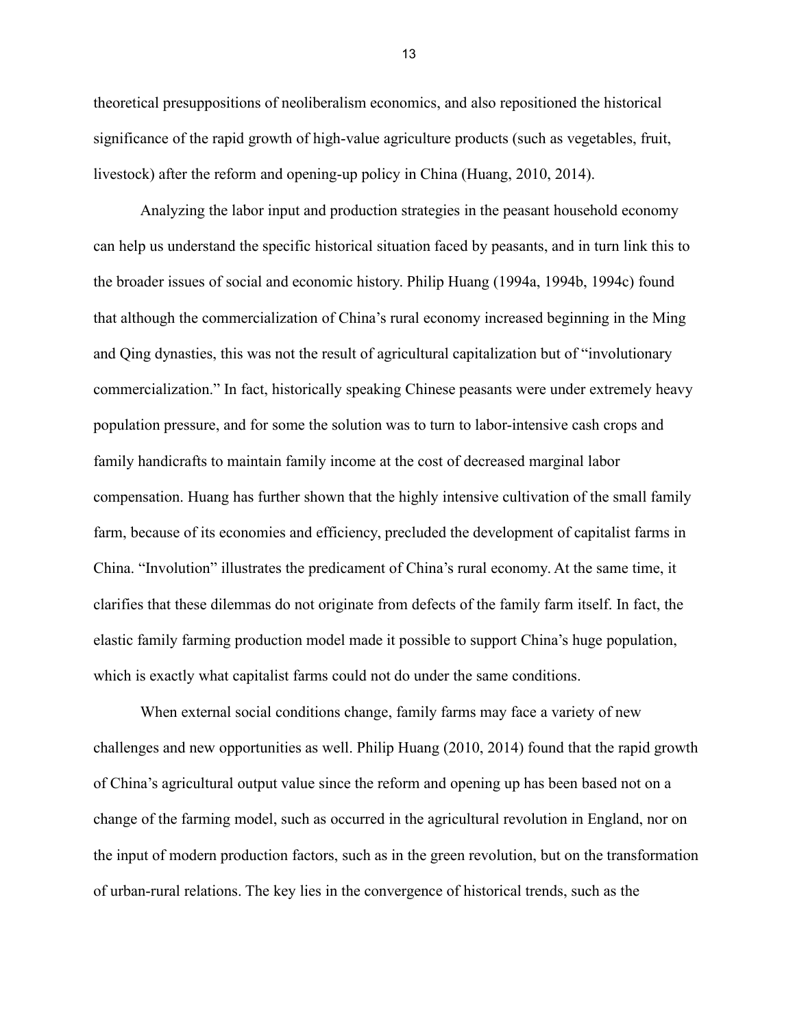theoretical presuppositions of neoliberalism economics, and also repositioned the historical significance of the rapid growth of high-value agriculture products (such as vegetables, fruit, livestock) after the reform and opening-up policy in China (Huang, 2010, 2014).

Analyzing the labor input and production strategies in the peasant household economy can help us understand the specific historical situation faced by peasants, and in turn link this to the broader issues of social and economic history. Philip Huang (1994a, 1994b, 1994c) found that although the commercialization of China's rural economy increased beginning in the Ming and Qing dynasties, this was not the result of agricultural capitalization but of "involutionary commercialization." In fact, historically speaking Chinese peasants were under extremely heavy population pressure, and for some the solution was to turn to labor-intensive cash crops and family handicrafts to maintain family income at the cost of decreased marginal labor compensation. Huang has further shown that the highly intensive cultivation of the small family farm, because of its economies and efficiency, precluded the development of capitalist farms in China. "Involution" illustrates the predicament of China's rural economy. At the same time, it clarifies that these dilemmas do not originate from defects of the family farm itself. In fact, the elastic family farming production model made it possible to support China's huge population, which is exactly what capitalist farms could not do under the same conditions.

When external social conditions change, family farms may face a variety of new challenges and new opportunities as well. Philip Huang (2010, 2014) found that the rapid growth of China's agricultural output value since the reform and opening up has been based not on a change of the farming model, such as occurred in the agricultural revolution in England, nor on the input of modern production factors, such as in the green revolution, but on the transformation of urban-rural relations. The key lies in the convergence of historical trends, such as the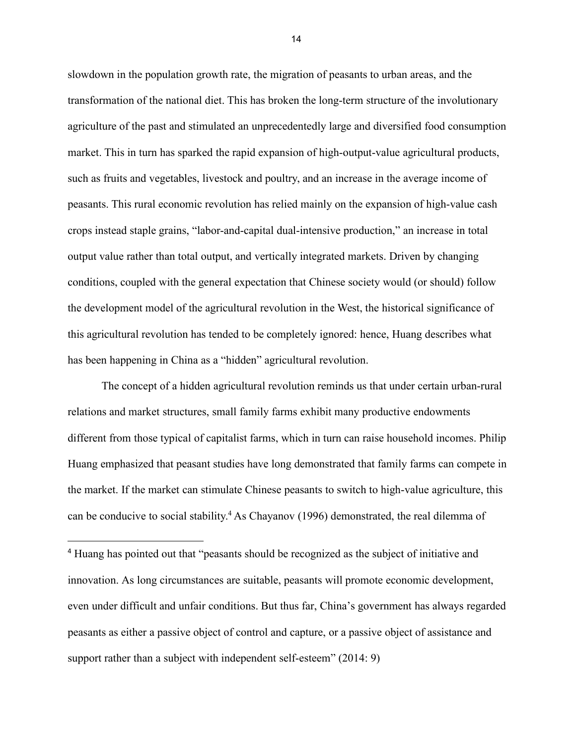slowdown in the population growth rate, the migration of peasants to urban areas, and the transformation of the national diet. This has broken the long-term structure of the involutionary agriculture of the past and stimulated an unprecedentedly large and diversified food consumption market. This in turn has sparked the rapid expansion of high-output-value agricultural products, such as fruits and vegetables, livestock and poultry, and an increase in the average income of peasants. This rural economic revolution has relied mainly on the expansion of high-value cash crops instead staple grains, "labor-and-capital dual-intensive production," an increase in total output value rather than total output, and vertically integrated markets. Driven by changing conditions, coupled with the general expectation that Chinese society would (or should) follow the development model of the agricultural revolution in the West, the historical significance of this agricultural revolution has tended to be completely ignored: hence, Huang describes what has been happening in China as a "hidden" agricultural revolution.

The concept of a hidden agricultural revolution reminds us that under certain urban-rural relations and market structures, small family farms exhibit many productive endowments different from those typical of capitalist farms, which in turn can raise household incomes. Philip Huang emphasized that peasant studies have long demonstrated that family farms can compete in the market. If the market can stimulate Chinese peasants to switch to high-value agriculture, this can be conducive to social stability.[4] As Chayanov (1996) demonstrated, the real dilemma of

---

[4] Huang has pointed out that "peasants should be recognized as the subject of initiative and innovation. As long circumstances are suitable, peasants will promote economic development, even under difficult and unfair conditions. But thus far, China's government has always regarded peasants as either a passive object of control and capture, or a passive object of assistance and support rather than a subject with independent self-esteem" (2014: 9)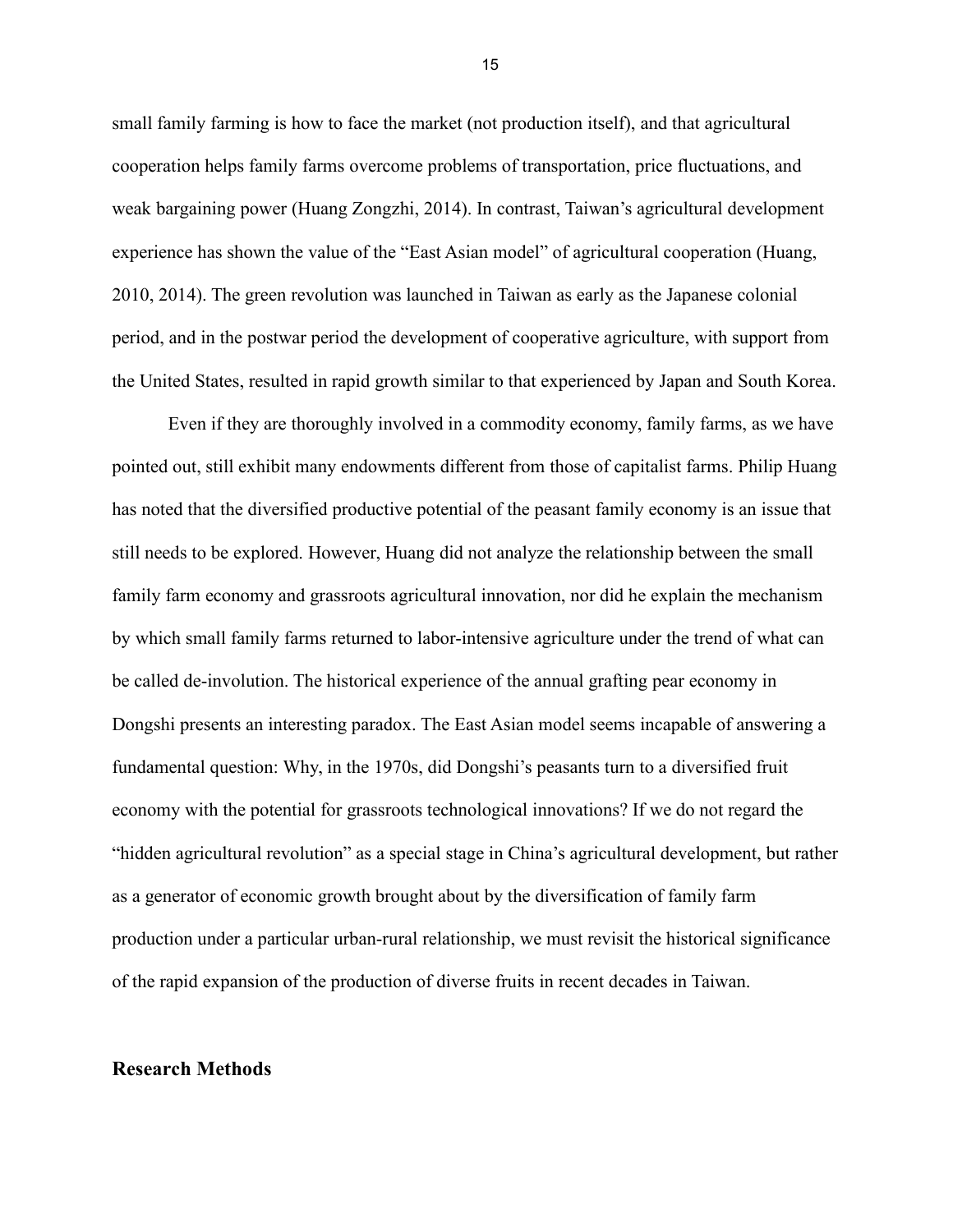small family farming is how to face the market (not production itself), and that agricultural cooperation helps family farms overcome problems of transportation, price fluctuations, and weak bargaining power (Huang Zongzhi, 2014). In contrast, Taiwan's agricultural development experience has shown the value of the "East Asian model" of agricultural cooperation (Huang, 2010, 2014). The green revolution was launched in Taiwan as early as the Japanese colonial period, and in the postwar period the development of cooperative agriculture, with support from the United States, resulted in rapid growth similar to that experienced by Japan and South Korea.

Even if they are thoroughly involved in a commodity economy, family farms, as we have pointed out, still exhibit many endowments different from those of capitalist farms. Philip Huang has noted that the diversified productive potential of the peasant family economy is an issue that still needs to be explored. However, Huang did not analyze the relationship between the small family farm economy and grassroots agricultural innovation, nor did he explain the mechanism by which small family farms returned to labor-intensive agriculture under the trend of what can be called de-involution. The historical experience of the annual grafting pear economy in Dongshi presents an interesting paradox. The East Asian model seems incapable of answering a fundamental question: Why, in the 1970s, did Dongshi's peasants turn to a diversified fruit economy with the potential for grassroots technological innovations? If we do not regard the "hidden agricultural revolution" as a special stage in China's agricultural development, but rather as a generator of economic growth brought about by the diversification of family farm production under a particular urban-rural relationship, we must revisit the historical significance of the rapid expansion of the production of diverse fruits in recent decades in Taiwan.

## Research Methods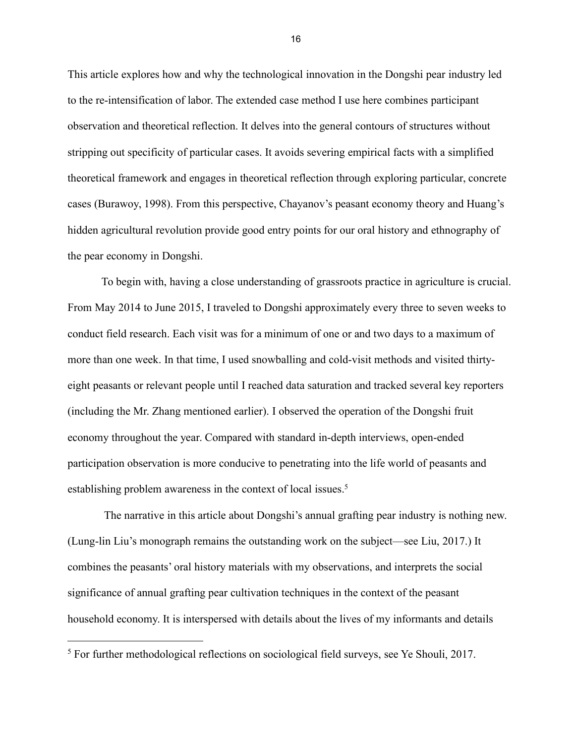This article explores how and why the technological innovation in the Dongshi pear industry led to the re-intensification of labor. The extended case method I use here combines participant observation and theoretical reflection. It delves into the general contours of structures without stripping out specificity of particular cases. It avoids severing empirical facts with a simplified theoretical framework and engages in theoretical reflection through exploring particular, concrete cases (Burawoy, 1998). From this perspective, Chayanov's peasant economy theory and Huang's hidden agricultural revolution provide good entry points for our oral history and ethnography of the pear economy in Dongshi.

To begin with, having a close understanding of grassroots practice in agriculture is crucial. From May 2014 to June 2015, I traveled to Dongshi approximately every three to seven weeks to conduct field research. Each visit was for a minimum of one or and two days to a maximum of more than one week. In that time, I used snowballing and cold-visit methods and visited thirty-eight peasants or relevant people until I reached data saturation and tracked several key reporters (including the Mr. Zhang mentioned earlier). I observed the operation of the Dongshi fruit economy throughout the year. Compared with standard in-depth interviews, open-ended participation observation is more conducive to penetrating into the life world of peasants and establishing problem awareness in the context of local issues.[5]

The narrative in this article about Dongshi's annual grafting pear industry is nothing new. (Lung-lin Liu's monograph remains the outstanding work on the subject—see Liu, 2017.) It combines the peasants' oral history materials with my observations, and interprets the social significance of annual grafting pear cultivation techniques in the context of the peasant household economy. It is interspersed with details about the lives of my informants and details

[5] For further methodological reflections on sociological field surveys, see Ye Shouli, 2017.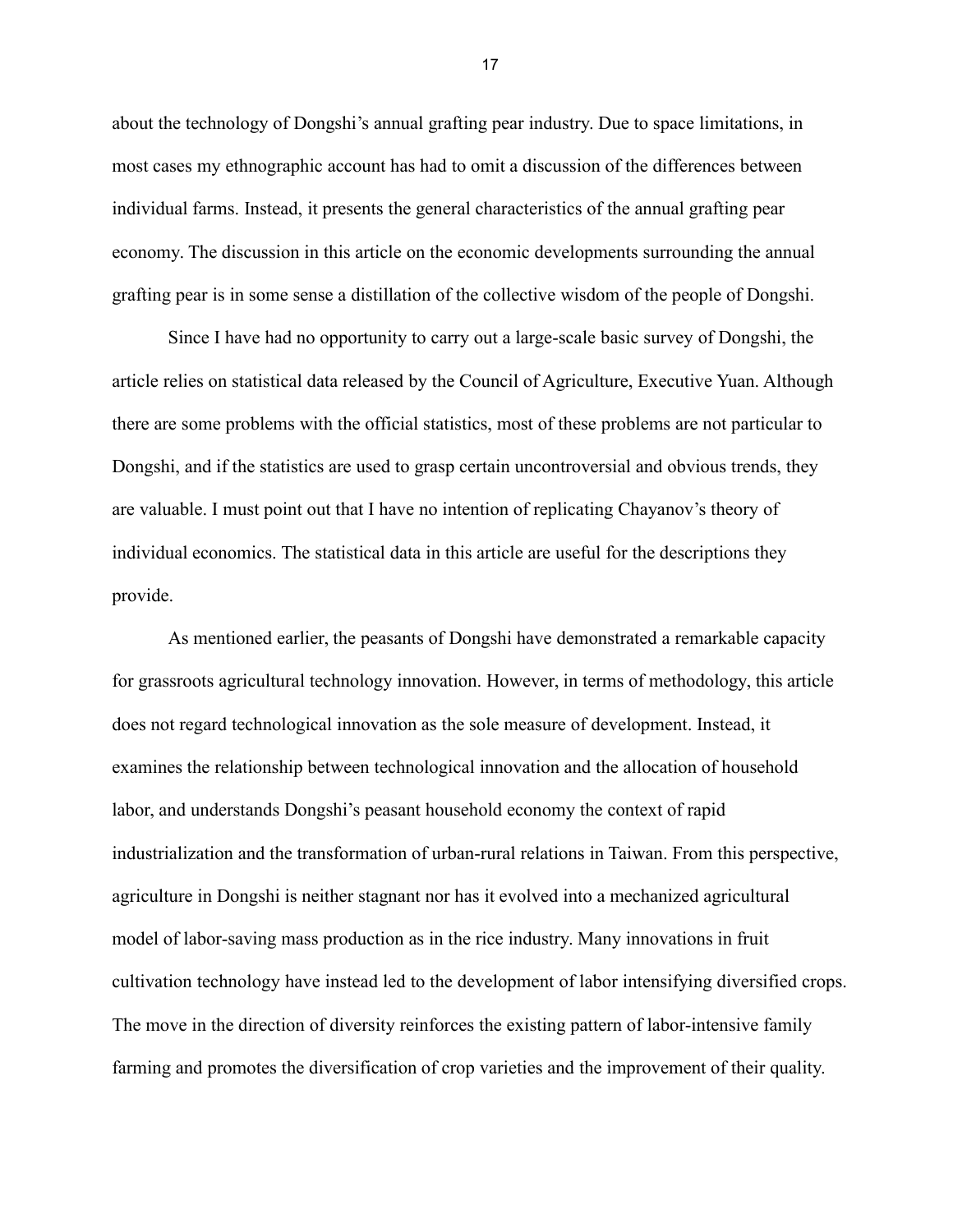about the technology of Dongshi's annual grafting pear industry. Due to space limitations, in most cases my ethnographic account has had to omit a discussion of the differences between individual farms. Instead, it presents the general characteristics of the annual grafting pear economy. The discussion in this article on the economic developments surrounding the annual grafting pear is in some sense a distillation of the collective wisdom of the people of Dongshi.

Since I have had no opportunity to carry out a large-scale basic survey of Dongshi, the article relies on statistical data released by the Council of Agriculture, Executive Yuan. Although there are some problems with the official statistics, most of these problems are not particular to Dongshi, and if the statistics are used to grasp certain uncontroversial and obvious trends, they are valuable. I must point out that I have no intention of replicating Chayanov's theory of individual economics. The statistical data in this article are useful for the descriptions they provide.

As mentioned earlier, the peasants of Dongshi have demonstrated a remarkable capacity for grassroots agricultural technology innovation. However, in terms of methodology, this article does not regard technological innovation as the sole measure of development. Instead, it examines the relationship between technological innovation and the allocation of household labor, and understands Dongshi's peasant household economy the context of rapid industrialization and the transformation of urban-rural relations in Taiwan. From this perspective, agriculture in Dongshi is neither stagnant nor has it evolved into a mechanized agricultural model of labor-saving mass production as in the rice industry. Many innovations in fruit cultivation technology have instead led to the development of labor intensifying diversified crops. The move in the direction of diversity reinforces the existing pattern of labor-intensive family farming and promotes the diversification of crop varieties and the improvement of their quality.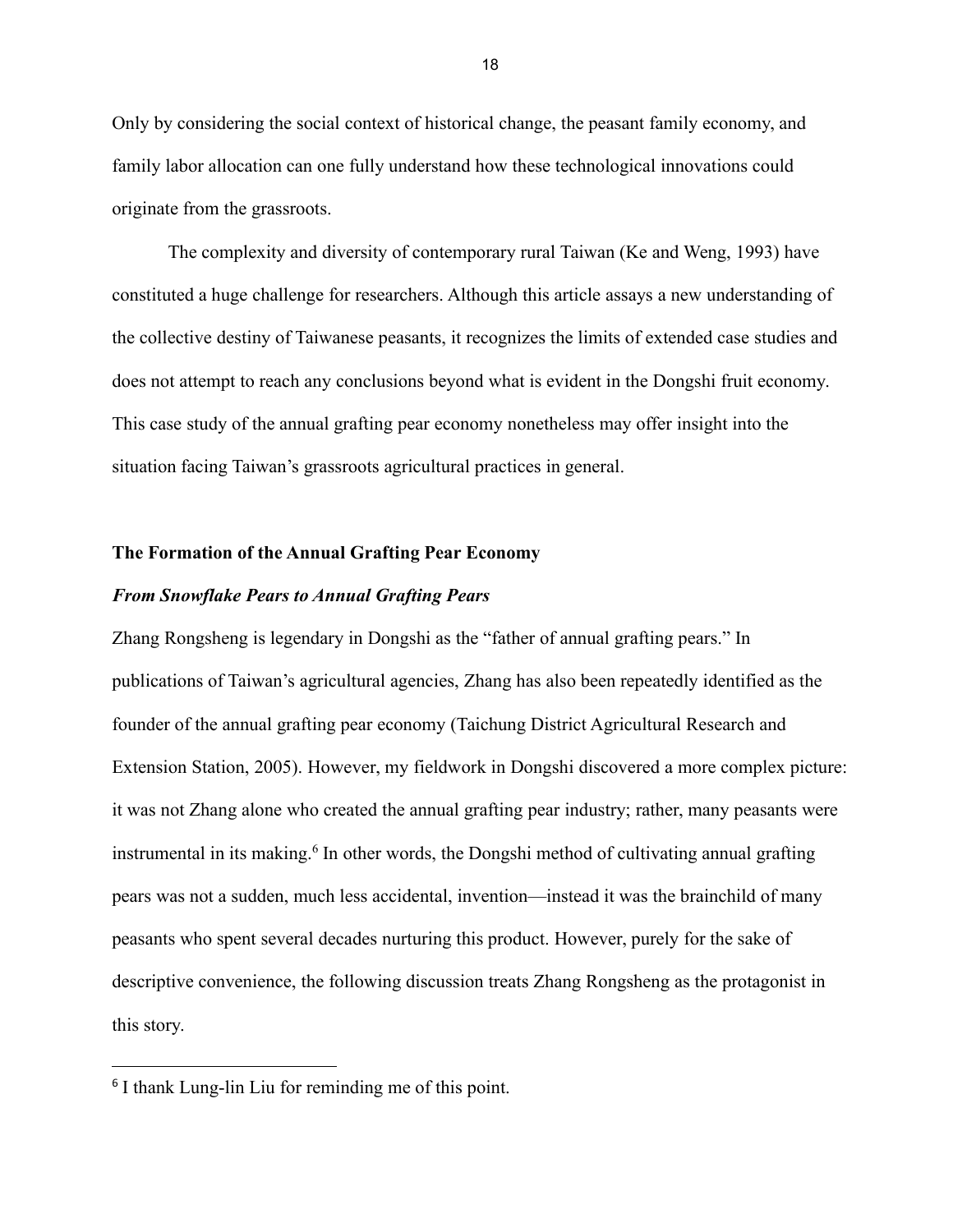Only by considering the social context of historical change, the peasant family economy, and family labor allocation can one fully understand how these technological innovations could originate from the grassroots.

The complexity and diversity of contemporary rural Taiwan (Ke and Weng, 1993) have constituted a huge challenge for researchers. Although this article assays a new understanding of the collective destiny of Taiwanese peasants, it recognizes the limits of extended case studies and does not attempt to reach any conclusions beyond what is evident in the Dongshi fruit economy. This case study of the annual grafting pear economy nonetheless may offer insight into the situation facing Taiwan's grassroots agricultural practices in general.

## The Formation of the Annual Grafting Pear Economy

### *From Snowflake Pears to Annual Grafting Pears*

Zhang Rongsheng is legendary in Dongshi as the "father of annual grafting pears." In publications of Taiwan's agricultural agencies, Zhang has also been repeatedly identified as the founder of the annual grafting pear economy (Taichung District Agricultural Research and Extension Station, 2005). However, my fieldwork in Dongshi discovered a more complex picture: it was not Zhang alone who created the annual grafting pear industry; rather, many peasants were instrumental in its making.[6] In other words, the Dongshi method of cultivating annual grafting pears was not a sudden, much less accidental, invention—instead it was the brainchild of many peasants who spent several decades nurturing this product. However, purely for the sake of descriptive convenience, the following discussion treats Zhang Rongsheng as the protagonist in this story.

[6] I thank Lung-lin Liu for reminding me of this point.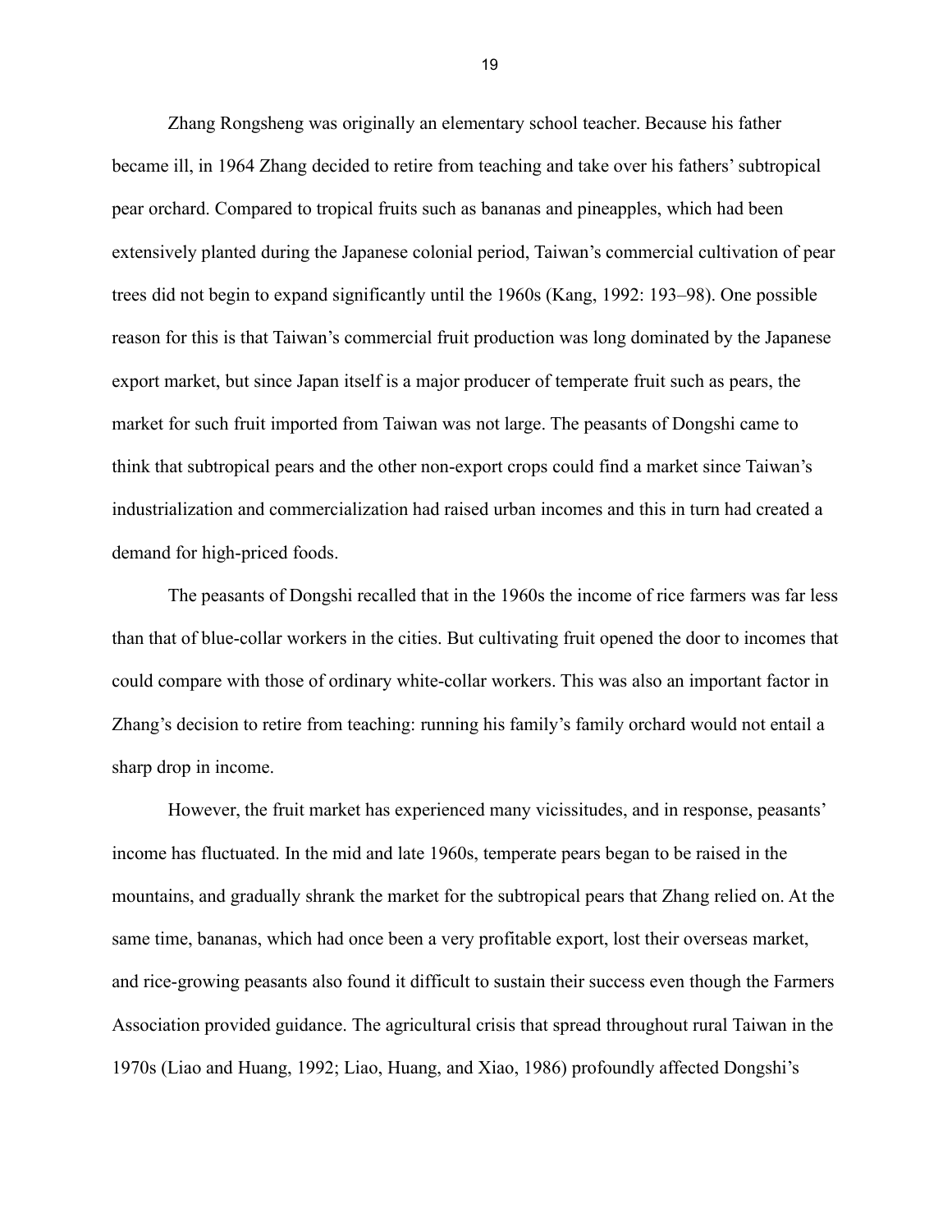Zhang Rongsheng was originally an elementary school teacher. Because his father became ill, in 1964 Zhang decided to retire from teaching and take over his fathers' subtropical pear orchard. Compared to tropical fruits such as bananas and pineapples, which had been extensively planted during the Japanese colonial period, Taiwan's commercial cultivation of pear trees did not begin to expand significantly until the 1960s (Kang, 1992: 193–98). One possible reason for this is that Taiwan's commercial fruit production was long dominated by the Japanese export market, but since Japan itself is a major producer of temperate fruit such as pears, the market for such fruit imported from Taiwan was not large. The peasants of Dongshi came to think that subtropical pears and the other non-export crops could find a market since Taiwan's industrialization and commercialization had raised urban incomes and this in turn had created a demand for high-priced foods.

The peasants of Dongshi recalled that in the 1960s the income of rice farmers was far less than that of blue-collar workers in the cities. But cultivating fruit opened the door to incomes that could compare with those of ordinary white-collar workers. This was also an important factor in Zhang's decision to retire from teaching: running his family's family orchard would not entail a sharp drop in income.

However, the fruit market has experienced many vicissitudes, and in response, peasants' income has fluctuated. In the mid and late 1960s, temperate pears began to be raised in the mountains, and gradually shrank the market for the subtropical pears that Zhang relied on. At the same time, bananas, which had once been a very profitable export, lost their overseas market, and rice-growing peasants also found it difficult to sustain their success even though the Farmers Association provided guidance. The agricultural crisis that spread throughout rural Taiwan in the 1970s (Liao and Huang, 1992; Liao, Huang, and Xiao, 1986) profoundly affected Dongshi's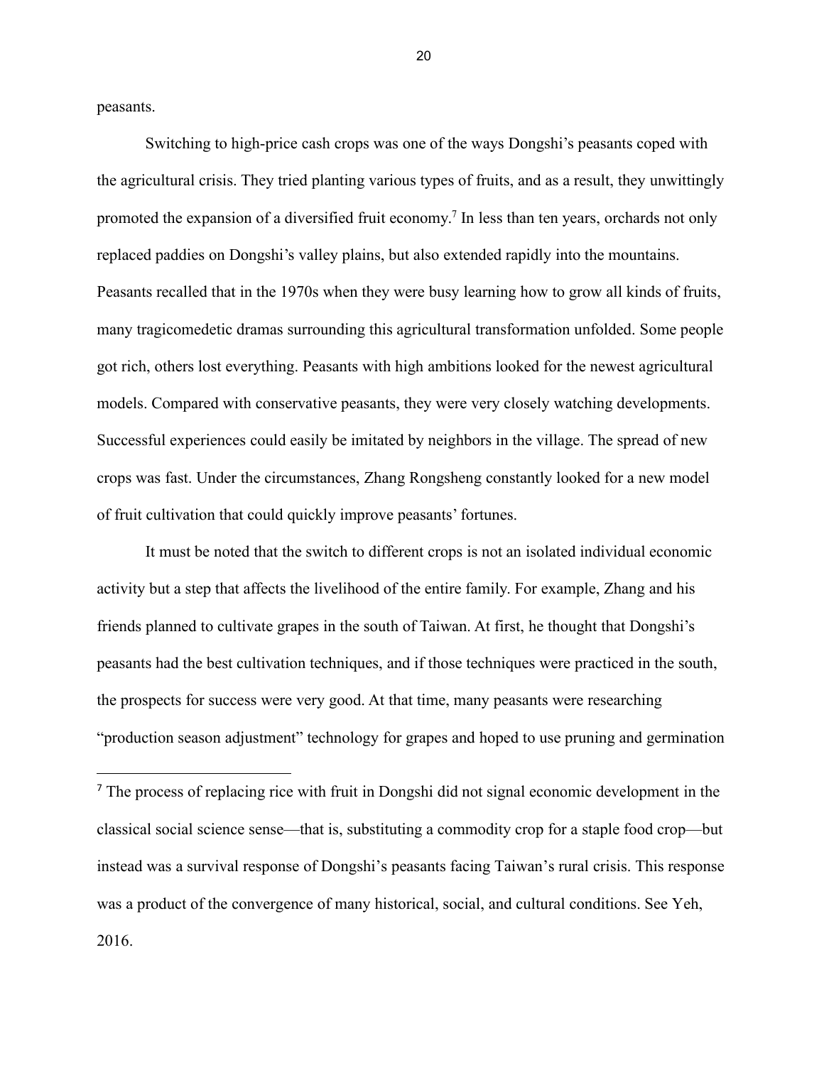peasants.

Switching to high-price cash crops was one of the ways Dongshi's peasants coped with the agricultural crisis. They tried planting various types of fruits, and as a result, they unwittingly promoted the expansion of a diversified fruit economy.[7] In less than ten years, orchards not only replaced paddies on Dongshi's valley plains, but also extended rapidly into the mountains. Peasants recalled that in the 1970s when they were busy learning how to grow all kinds of fruits, many tragicomedetic dramas surrounding this agricultural transformation unfolded. Some people got rich, others lost everything. Peasants with high ambitions looked for the newest agricultural models. Compared with conservative peasants, they were very closely watching developments. Successful experiences could easily be imitated by neighbors in the village. The spread of new crops was fast. Under the circumstances, Zhang Rongsheng constantly looked for a new model of fruit cultivation that could quickly improve peasants' fortunes.

It must be noted that the switch to different crops is not an isolated individual economic activity but a step that affects the livelihood of the entire family. For example, Zhang and his friends planned to cultivate grapes in the south of Taiwan. At first, he thought that Dongshi's peasants had the best cultivation techniques, and if those techniques were practiced in the south, the prospects for success were very good. At that time, many peasants were researching "production season adjustment" technology for grapes and hoped to use pruning and germination

---

[7] The process of replacing rice with fruit in Dongshi did not signal economic development in the classical social science sense—that is, substituting a commodity crop for a staple food crop—but instead was a survival response of Dongshi's peasants facing Taiwan's rural crisis. This response was a product of the convergence of many historical, social, and cultural conditions. See Yeh, 2016.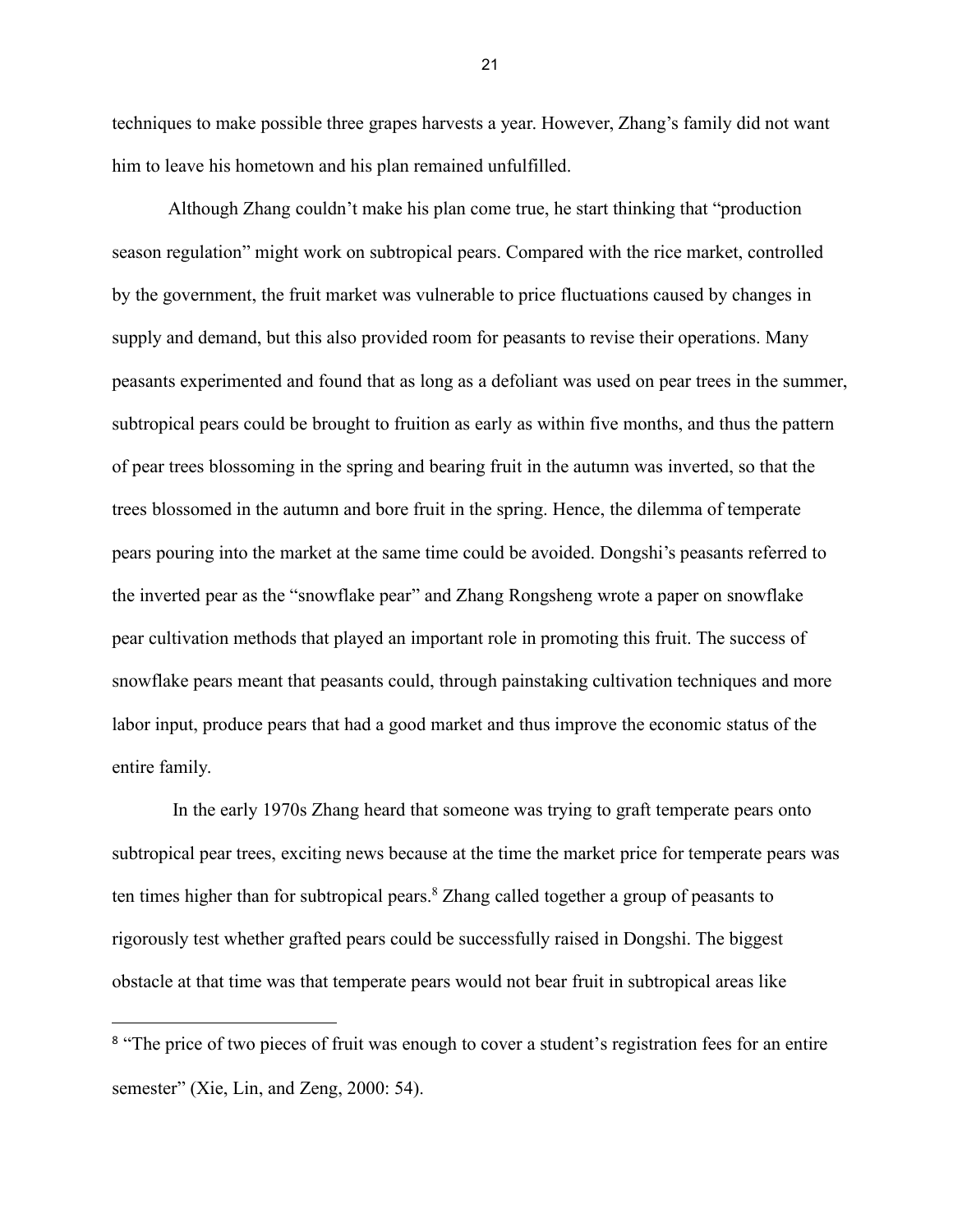techniques to make possible three grapes harvests a year. However, Zhang's family did not want him to leave his hometown and his plan remained unfulfilled.

Although Zhang couldn't make his plan come true, he start thinking that "production season regulation" might work on subtropical pears. Compared with the rice market, controlled by the government, the fruit market was vulnerable to price fluctuations caused by changes in supply and demand, but this also provided room for peasants to revise their operations. Many peasants experimented and found that as long as a defoliant was used on pear trees in the summer, subtropical pears could be brought to fruition as early as within five months, and thus the pattern of pear trees blossoming in the spring and bearing fruit in the autumn was inverted, so that the trees blossomed in the autumn and bore fruit in the spring. Hence, the dilemma of temperate pears pouring into the market at the same time could be avoided. Dongshi's peasants referred to the inverted pear as the "snowflake pear" and Zhang Rongsheng wrote a paper on snowflake pear cultivation methods that played an important role in promoting this fruit. The success of snowflake pears meant that peasants could, through painstaking cultivation techniques and more labor input, produce pears that had a good market and thus improve the economic status of the entire family.

In the early 1970s Zhang heard that someone was trying to graft temperate pears onto subtropical pear trees, exciting news because at the time the market price for temperate pears was ten times higher than for subtropical pears.[8] Zhang called together a group of peasants to rigorously test whether grafted pears could be successfully raised in Dongshi. The biggest obstacle at that time was that temperate pears would not bear fruit in subtropical areas like

[8] "The price of two pieces of fruit was enough to cover a student's registration fees for an entire semester" (Xie, Lin, and Zeng, 2000: 54).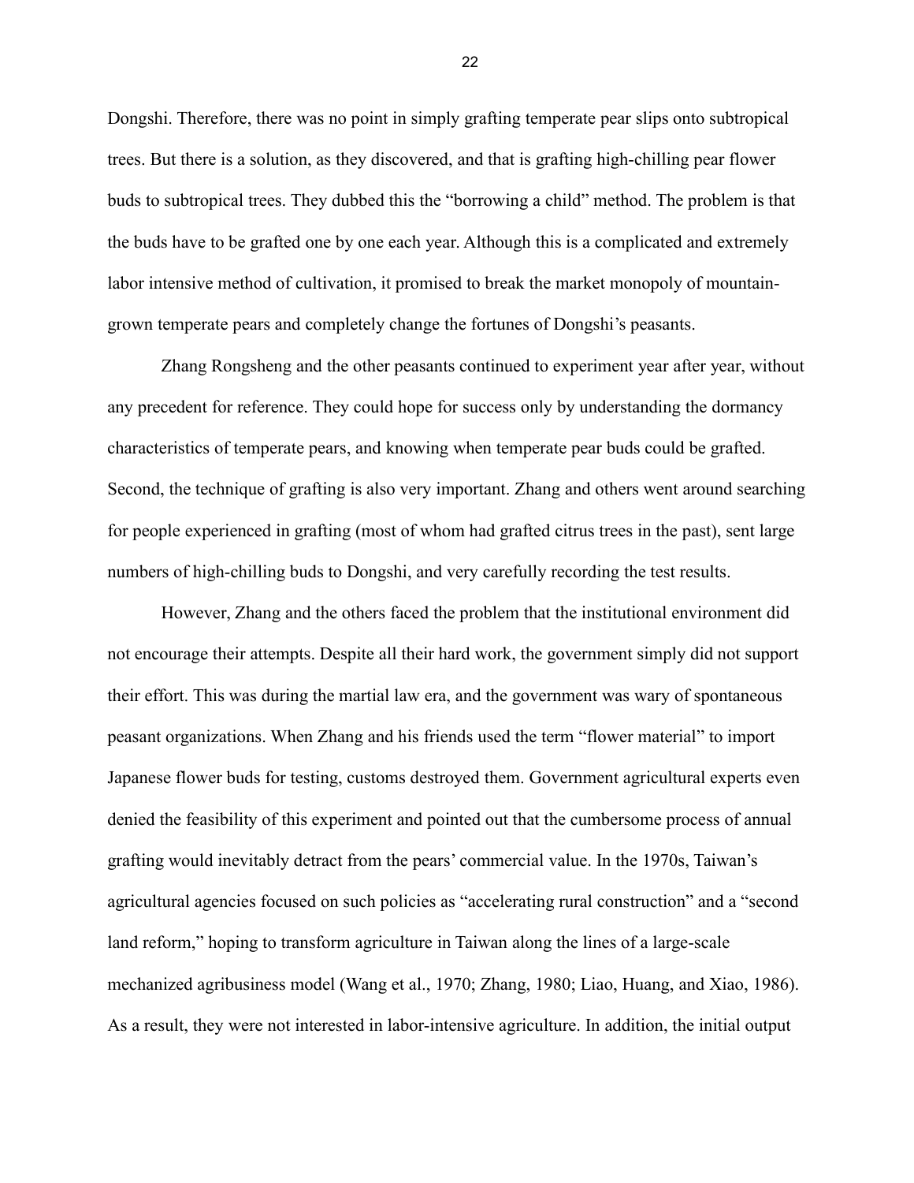Dongshi. Therefore, there was no point in simply grafting temperate pear slips onto subtropical trees. But there is a solution, as they discovered, and that is grafting high-chilling pear flower buds to subtropical trees. They dubbed this the "borrowing a child" method. The problem is that the buds have to be grafted one by one each year. Although this is a complicated and extremely labor intensive method of cultivation, it promised to break the market monopoly of mountain-grown temperate pears and completely change the fortunes of Dongshi's peasants.

Zhang Rongsheng and the other peasants continued to experiment year after year, without any precedent for reference. They could hope for success only by understanding the dormancy characteristics of temperate pears, and knowing when temperate pear buds could be grafted. Second, the technique of grafting is also very important. Zhang and others went around searching for people experienced in grafting (most of whom had grafted citrus trees in the past), sent large numbers of high-chilling buds to Dongshi, and very carefully recording the test results.

However, Zhang and the others faced the problem that the institutional environment did not encourage their attempts. Despite all their hard work, the government simply did not support their effort. This was during the martial law era, and the government was wary of spontaneous peasant organizations. When Zhang and his friends used the term "flower material" to import Japanese flower buds for testing, customs destroyed them. Government agricultural experts even denied the feasibility of this experiment and pointed out that the cumbersome process of annual grafting would inevitably detract from the pears' commercial value. In the 1970s, Taiwan's agricultural agencies focused on such policies as "accelerating rural construction" and a "second land reform," hoping to transform agriculture in Taiwan along the lines of a large-scale mechanized agribusiness model (Wang et al., 1970; Zhang, 1980; Liao, Huang, and Xiao, 1986). As a result, they were not interested in labor-intensive agriculture. In addition, the initial output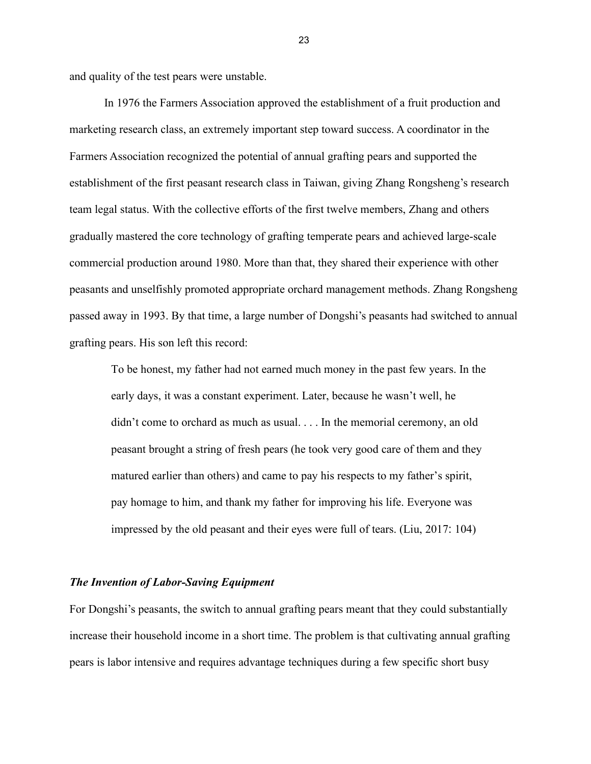and quality of the test pears were unstable.

In 1976 the Farmers Association approved the establishment of a fruit production and marketing research class, an extremely important step toward success. A coordinator in the Farmers Association recognized the potential of annual grafting pears and supported the establishment of the first peasant research class in Taiwan, giving Zhang Rongsheng's research team legal status. With the collective efforts of the first twelve members, Zhang and others gradually mastered the core technology of grafting temperate pears and achieved large-scale commercial production around 1980. More than that, they shared their experience with other peasants and unselfishly promoted appropriate orchard management methods. Zhang Rongsheng passed away in 1993. By that time, a large number of Dongshi's peasants had switched to annual grafting pears. His son left this record:

> To be honest, my father had not earned much money in the past few years. In the early days, it was a constant experiment. Later, because he wasn't well, he didn't come to orchard as much as usual. . . . In the memorial ceremony, an old peasant brought a string of fresh pears (he took very good care of them and they matured earlier than others) and came to pay his respects to my father's spirit, pay homage to him, and thank my father for improving his life. Everyone was impressed by the old peasant and their eyes were full of tears. (Liu, 2017: 104)

### *The Invention of Labor-Saving Equipment*

For Dongshi's peasants, the switch to annual grafting pears meant that they could substantially increase their household income in a short time. The problem is that cultivating annual grafting pears is labor intensive and requires advantage techniques during a few specific short busy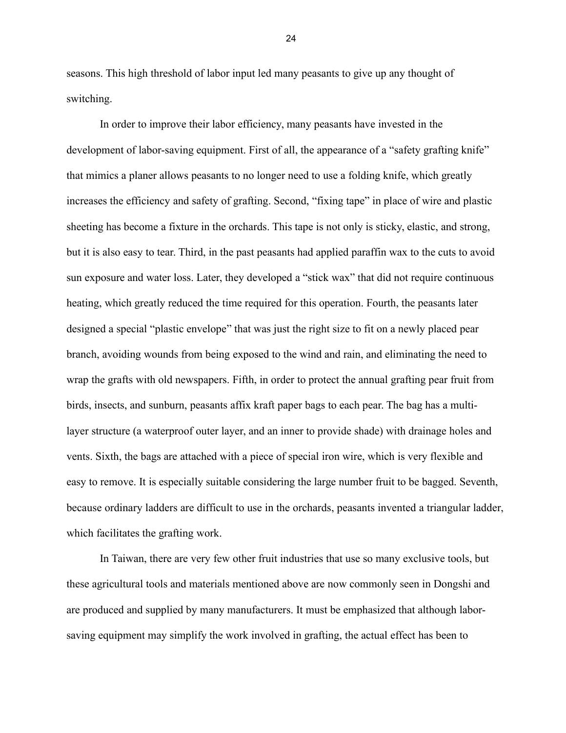seasons. This high threshold of labor input led many peasants to give up any thought of switching.

In order to improve their labor efficiency, many peasants have invested in the development of labor-saving equipment. First of all, the appearance of a "safety grafting knife" that mimics a planer allows peasants to no longer need to use a folding knife, which greatly increases the efficiency and safety of grafting. Second, "fixing tape" in place of wire and plastic sheeting has become a fixture in the orchards. This tape is not only is sticky, elastic, and strong, but it is also easy to tear. Third, in the past peasants had applied paraffin wax to the cuts to avoid sun exposure and water loss. Later, they developed a "stick wax" that did not require continuous heating, which greatly reduced the time required for this operation. Fourth, the peasants later designed a special "plastic envelope" that was just the right size to fit on a newly placed pear branch, avoiding wounds from being exposed to the wind and rain, and eliminating the need to wrap the grafts with old newspapers. Fifth, in order to protect the annual grafting pear fruit from birds, insects, and sunburn, peasants affix kraft paper bags to each pear. The bag has a multi-layer structure (a waterproof outer layer, and an inner to provide shade) with drainage holes and vents. Sixth, the bags are attached with a piece of special iron wire, which is very flexible and easy to remove. It is especially suitable considering the large number fruit to be bagged. Seventh, because ordinary ladders are difficult to use in the orchards, peasants invented a triangular ladder, which facilitates the grafting work.

In Taiwan, there are very few other fruit industries that use so many exclusive tools, but these agricultural tools and materials mentioned above are now commonly seen in Dongshi and are produced and supplied by many manufacturers. It must be emphasized that although labor-saving equipment may simplify the work involved in grafting, the actual effect has been to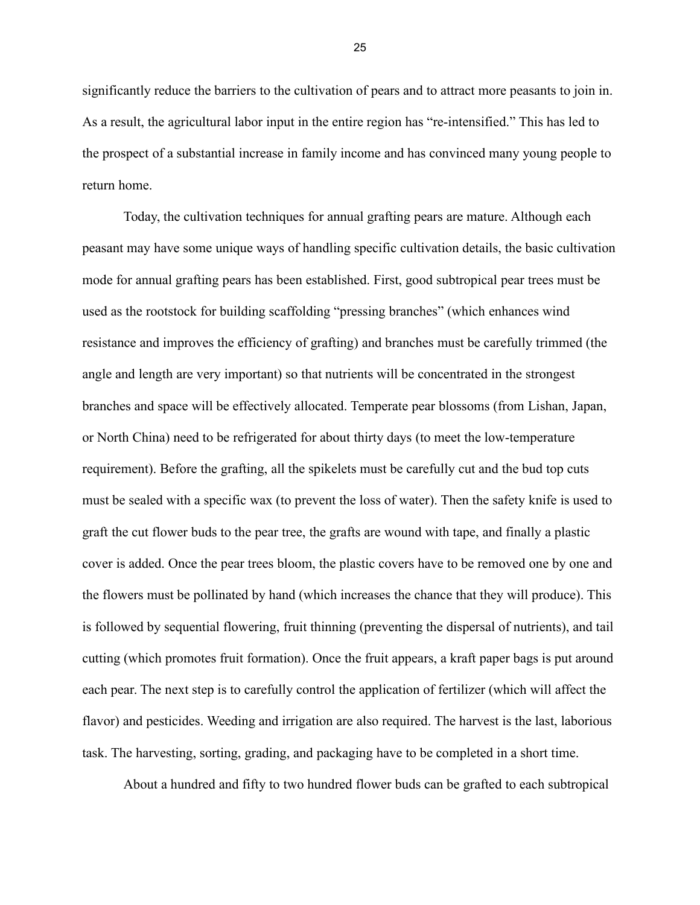significantly reduce the barriers to the cultivation of pears and to attract more peasants to join in. As a result, the agricultural labor input in the entire region has "re-intensified." This has led to the prospect of a substantial increase in family income and has convinced many young people to return home.

Today, the cultivation techniques for annual grafting pears are mature. Although each peasant may have some unique ways of handling specific cultivation details, the basic cultivation mode for annual grafting pears has been established. First, good subtropical pear trees must be used as the rootstock for building scaffolding "pressing branches" (which enhances wind resistance and improves the efficiency of grafting) and branches must be carefully trimmed (the angle and length are very important) so that nutrients will be concentrated in the strongest branches and space will be effectively allocated. Temperate pear blossoms (from Lishan, Japan, or North China) need to be refrigerated for about thirty days (to meet the low-temperature requirement). Before the grafting, all the spikelets must be carefully cut and the bud top cuts must be sealed with a specific wax (to prevent the loss of water). Then the safety knife is used to graft the cut flower buds to the pear tree, the grafts are wound with tape, and finally a plastic cover is added. Once the pear trees bloom, the plastic covers have to be removed one by one and the flowers must be pollinated by hand (which increases the chance that they will produce). This is followed by sequential flowering, fruit thinning (preventing the dispersal of nutrients), and tail cutting (which promotes fruit formation). Once the fruit appears, a kraft paper bags is put around each pear. The next step is to carefully control the application of fertilizer (which will affect the flavor) and pesticides. Weeding and irrigation are also required. The harvest is the last, laborious task. The harvesting, sorting, grading, and packaging have to be completed in a short time.

About a hundred and fifty to two hundred flower buds can be grafted to each subtropical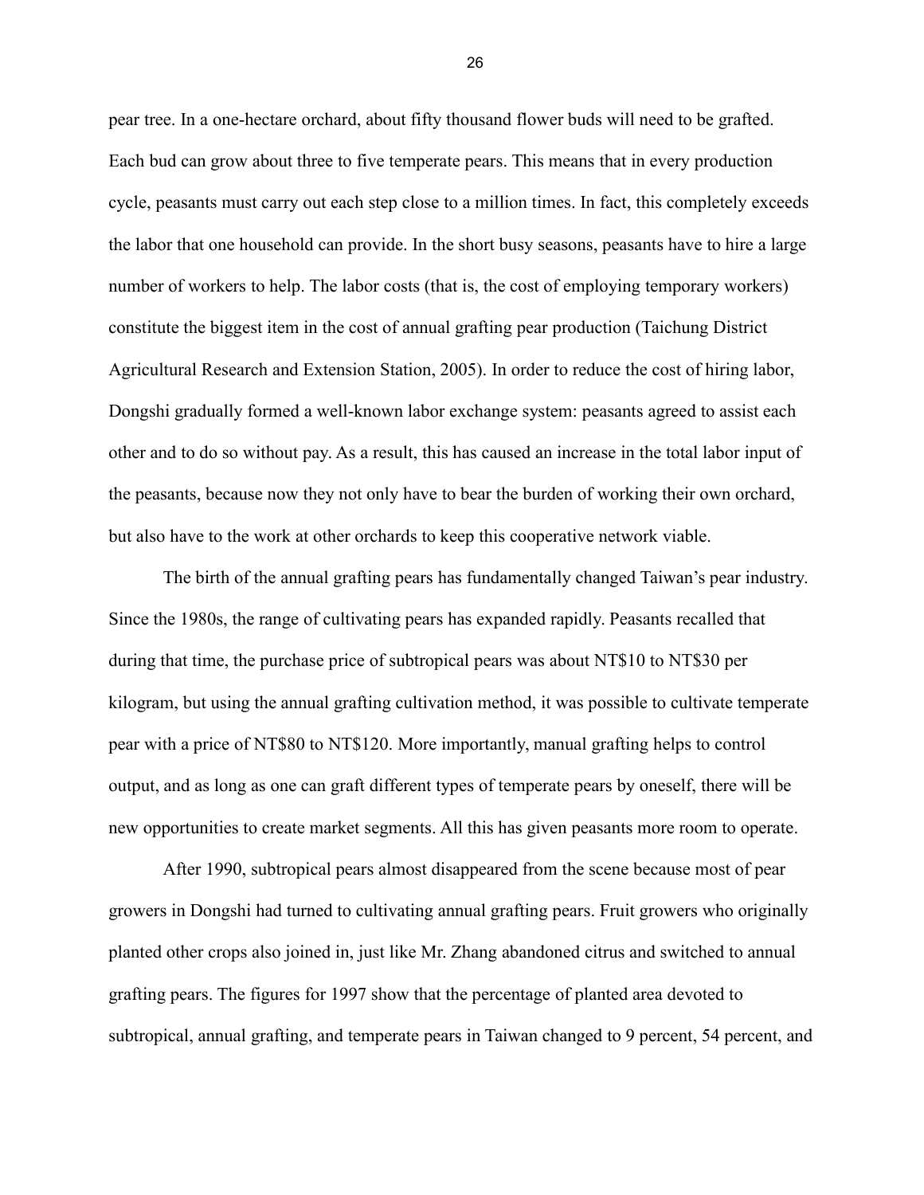pear tree. In a one-hectare orchard, about fifty thousand flower buds will need to be grafted. Each bud can grow about three to five temperate pears. This means that in every production cycle, peasants must carry out each step close to a million times. In fact, this completely exceeds the labor that one household can provide. In the short busy seasons, peasants have to hire a large number of workers to help. The labor costs (that is, the cost of employing temporary workers) constitute the biggest item in the cost of annual grafting pear production (Taichung District Agricultural Research and Extension Station, 2005). In order to reduce the cost of hiring labor, Dongshi gradually formed a well-known labor exchange system: peasants agreed to assist each other and to do so without pay. As a result, this has caused an increase in the total labor input of the peasants, because now they not only have to bear the burden of working their own orchard, but also have to the work at other orchards to keep this cooperative network viable.

The birth of the annual grafting pears has fundamentally changed Taiwan's pear industry. Since the 1980s, the range of cultivating pears has expanded rapidly. Peasants recalled that during that time, the purchase price of subtropical pears was about NT$10 to NT$30 per kilogram, but using the annual grafting cultivation method, it was possible to cultivate temperate pear with a price of NT$80 to NT$120. More importantly, manual grafting helps to control output, and as long as one can graft different types of temperate pears by oneself, there will be new opportunities to create market segments. All this has given peasants more room to operate.

After 1990, subtropical pears almost disappeared from the scene because most of pear growers in Dongshi had turned to cultivating annual grafting pears. Fruit growers who originally planted other crops also joined in, just like Mr. Zhang abandoned citrus and switched to annual grafting pears. The figures for 1997 show that the percentage of planted area devoted to subtropical, annual grafting, and temperate pears in Taiwan changed to 9 percent, 54 percent, and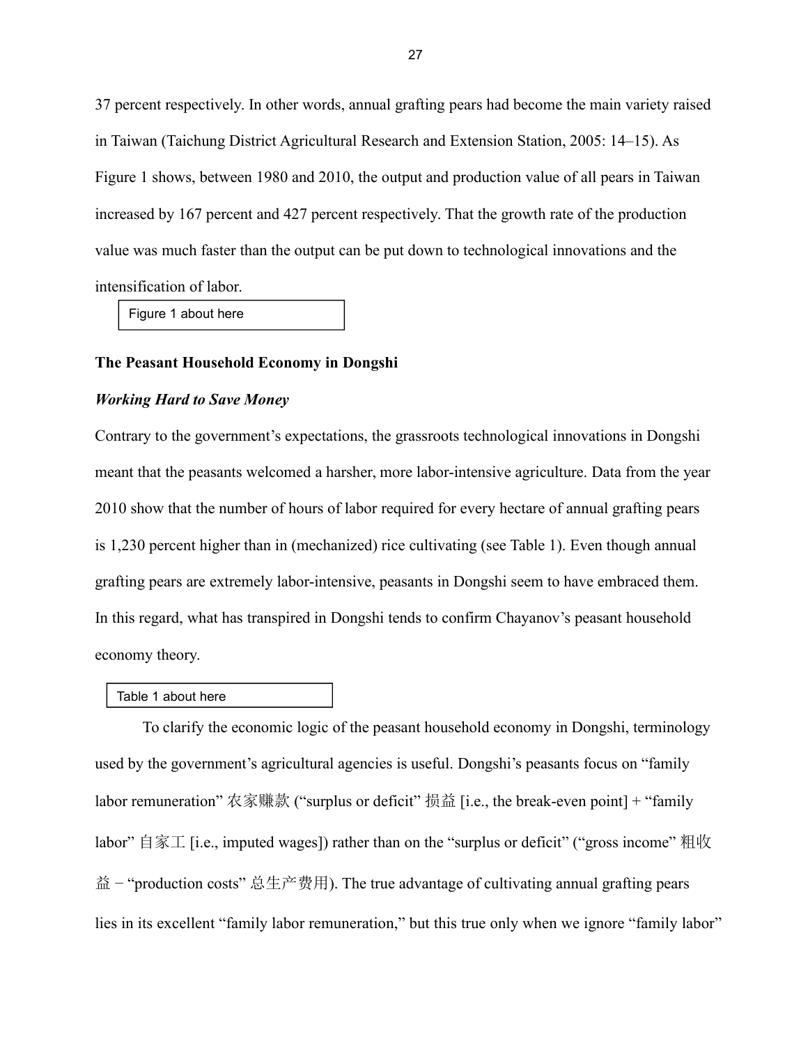37 percent respectively. In other words, annual grafting pears had become the main variety raised in Taiwan (Taichung District Agricultural Research and Extension Station, 2005: 14–15). As Figure 1 shows, between 1980 and 2010, the output and production value of all pears in Taiwan increased by 167 percent and 427 percent respectively. That the growth rate of the production value was much faster than the output can be put down to technological innovations and the intensification of labor.

Figure 1 about here

## The Peasant Household Economy in Dongshi

### *Working Hard to Save Money*

Contrary to the government's expectations, the grassroots technological innovations in Dongshi meant that the peasants welcomed a harsher, more labor-intensive agriculture. Data from the year 2010 show that the number of hours of labor required for every hectare of annual grafting pears is 1,230 percent higher than in (mechanized) rice cultivating (see Table 1). Even though annual grafting pears are extremely labor-intensive, peasants in Dongshi seem to have embraced them. In this regard, what has transpired in Dongshi tends to confirm Chayanov's peasant household economy theory.

Table 1 about here

To clarify the economic logic of the peasant household economy in Dongshi, terminology used by the government's agricultural agencies is useful. Dongshi's peasants focus on "family labor remuneration" 农家赚款 ("surplus or deficit" 损益 [i.e., the break-even point] + "family labor" 自家工 [i.e., imputed wages]) rather than on the "surplus or deficit" ("gross income" 粗收益 − "production costs" 总生产费用). The true advantage of cultivating annual grafting pears lies in its excellent "family labor remuneration," but this true only when we ignore "family labor"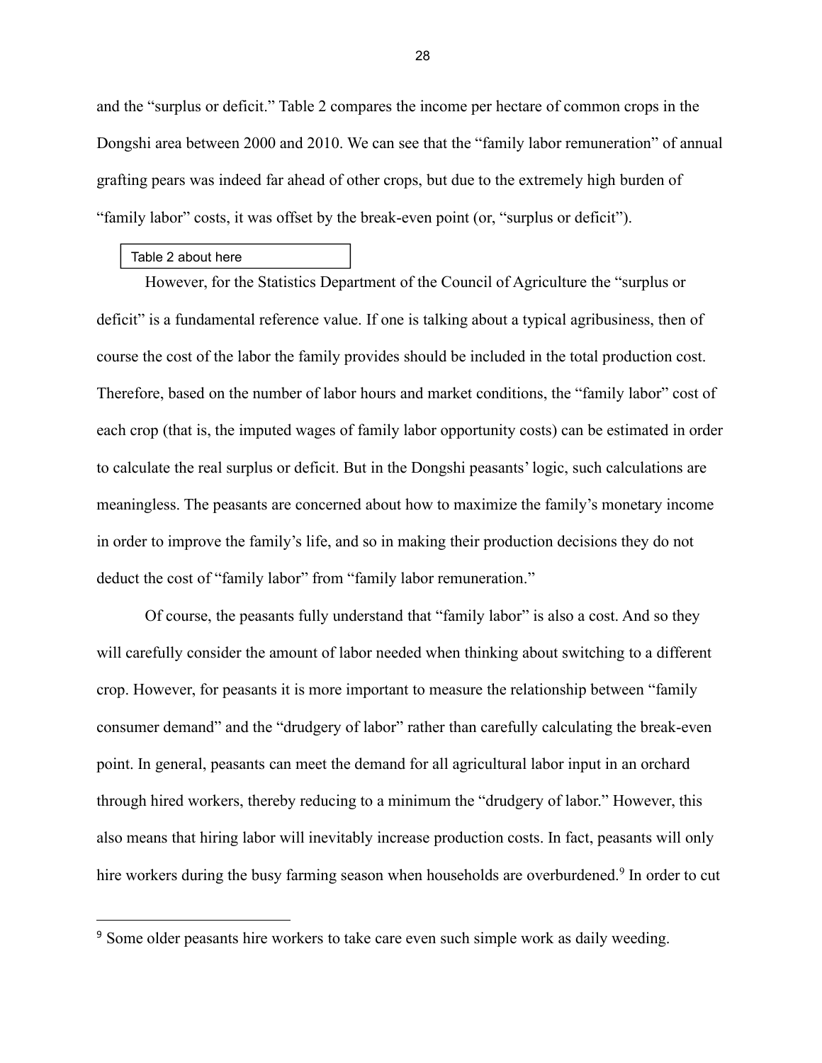and the "surplus or deficit." Table 2 compares the income per hectare of common crops in the Dongshi area between 2000 and 2010. We can see that the "family labor remuneration" of annual grafting pears was indeed far ahead of other crops, but due to the extremely high burden of "family labor" costs, it was offset by the break-even point (or, "surplus or deficit").

Table 2 about here

However, for the Statistics Department of the Council of Agriculture the "surplus or deficit" is a fundamental reference value. If one is talking about a typical agribusiness, then of course the cost of the labor the family provides should be included in the total production cost. Therefore, based on the number of labor hours and market conditions, the "family labor" cost of each crop (that is, the imputed wages of family labor opportunity costs) can be estimated in order to calculate the real surplus or deficit. But in the Dongshi peasants' logic, such calculations are meaningless. The peasants are concerned about how to maximize the family's monetary income in order to improve the family's life, and so in making their production decisions they do not deduct the cost of "family labor" from "family labor remuneration."

Of course, the peasants fully understand that "family labor" is also a cost. And so they will carefully consider the amount of labor needed when thinking about switching to a different crop. However, for peasants it is more important to measure the relationship between "family consumer demand" and the "drudgery of labor" rather than carefully calculating the break-even point. In general, peasants can meet the demand for all agricultural labor input in an orchard through hired workers, thereby reducing to a minimum the "drudgery of labor." However, this also means that hiring labor will inevitably increase production costs. In fact, peasants will only hire workers during the busy farming season when households are overburdened.[9] In order to cut

[9] Some older peasants hire workers to take care even such simple work as daily weeding.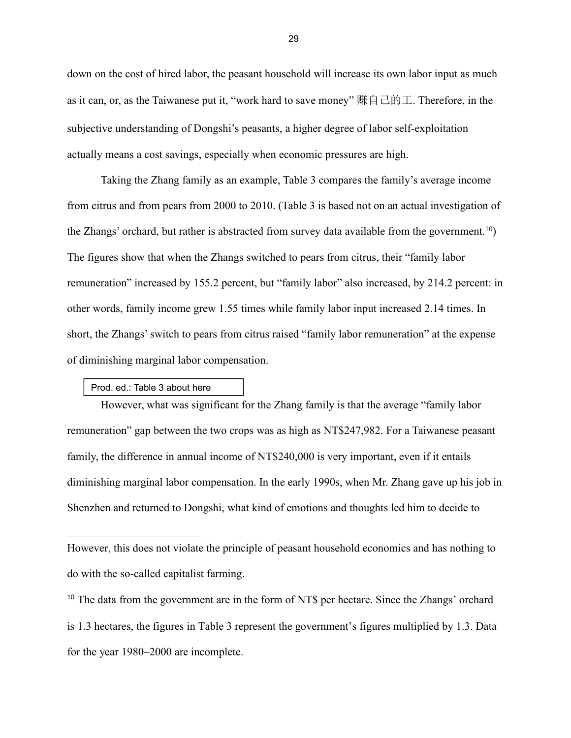down on the cost of hired labor, the peasant household will increase its own labor input as much as it can, or, as the Taiwanese put it, "work hard to save money" 賺自己的工. Therefore, in the subjective understanding of Dongshi's peasants, a higher degree of labor self-exploitation actually means a cost savings, especially when economic pressures are high.

Taking the Zhang family as an example, Table 3 compares the family's average income from citrus and from pears from 2000 to 2010. (Table 3 is based not on an actual investigation of the Zhangs' orchard, but rather is abstracted from survey data available from the government.[10]) The figures show that when the Zhangs switched to pears from citrus, their "family labor remuneration" increased by 155.2 percent, but "family labor" also increased, by 214.2 percent: in other words, family income grew 1.55 times while family labor input increased 2.14 times. In short, the Zhangs' switch to pears from citrus raised "family labor remuneration" at the expense of diminishing marginal labor compensation.

Prod. ed.: Table 3 about here

However, what was significant for the Zhang family is that the average "family labor remuneration" gap between the two crops was as high as NT$247,982. For a Taiwanese peasant family, the difference in annual income of NT$240,000 is very important, even if it entails diminishing marginal labor compensation. In the early 1990s, when Mr. Zhang gave up his job in Shenzhen and returned to Dongshi, what kind of emotions and thoughts led him to decide to

---

However, this does not violate the principle of peasant household economics and has nothing to do with the so-called capitalist farming.

[10] The data from the government are in the form of NT$ per hectare. Since the Zhangs' orchard is 1.3 hectares, the figures in Table 3 represent the government's figures multiplied by 1.3. Data for the year 1980–2000 are incomplete.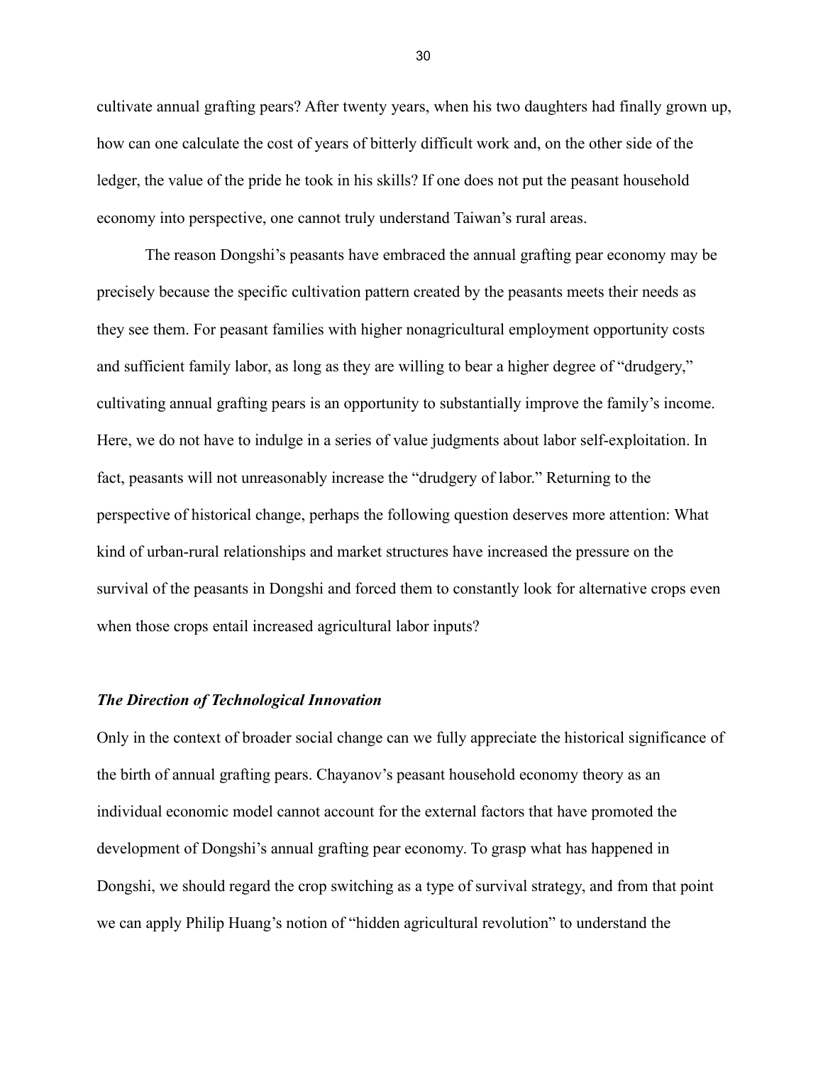cultivate annual grafting pears? After twenty years, when his two daughters had finally grown up, how can one calculate the cost of years of bitterly difficult work and, on the other side of the ledger, the value of the pride he took in his skills? If one does not put the peasant household economy into perspective, one cannot truly understand Taiwan's rural areas.

The reason Dongshi's peasants have embraced the annual grafting pear economy may be precisely because the specific cultivation pattern created by the peasants meets their needs as they see them. For peasant families with higher nonagricultural employment opportunity costs and sufficient family labor, as long as they are willing to bear a higher degree of "drudgery," cultivating annual grafting pears is an opportunity to substantially improve the family's income. Here, we do not have to indulge in a series of value judgments about labor self-exploitation. In fact, peasants will not unreasonably increase the "drudgery of labor." Returning to the perspective of historical change, perhaps the following question deserves more attention: What kind of urban-rural relationships and market structures have increased the pressure on the survival of the peasants in Dongshi and forced them to constantly look for alternative crops even when those crops entail increased agricultural labor inputs?

### *The Direction of Technological Innovation*

Only in the context of broader social change can we fully appreciate the historical significance of the birth of annual grafting pears. Chayanov's peasant household economy theory as an individual economic model cannot account for the external factors that have promoted the development of Dongshi's annual grafting pear economy. To grasp what has happened in Dongshi, we should regard the crop switching as a type of survival strategy, and from that point we can apply Philip Huang's notion of "hidden agricultural revolution" to understand the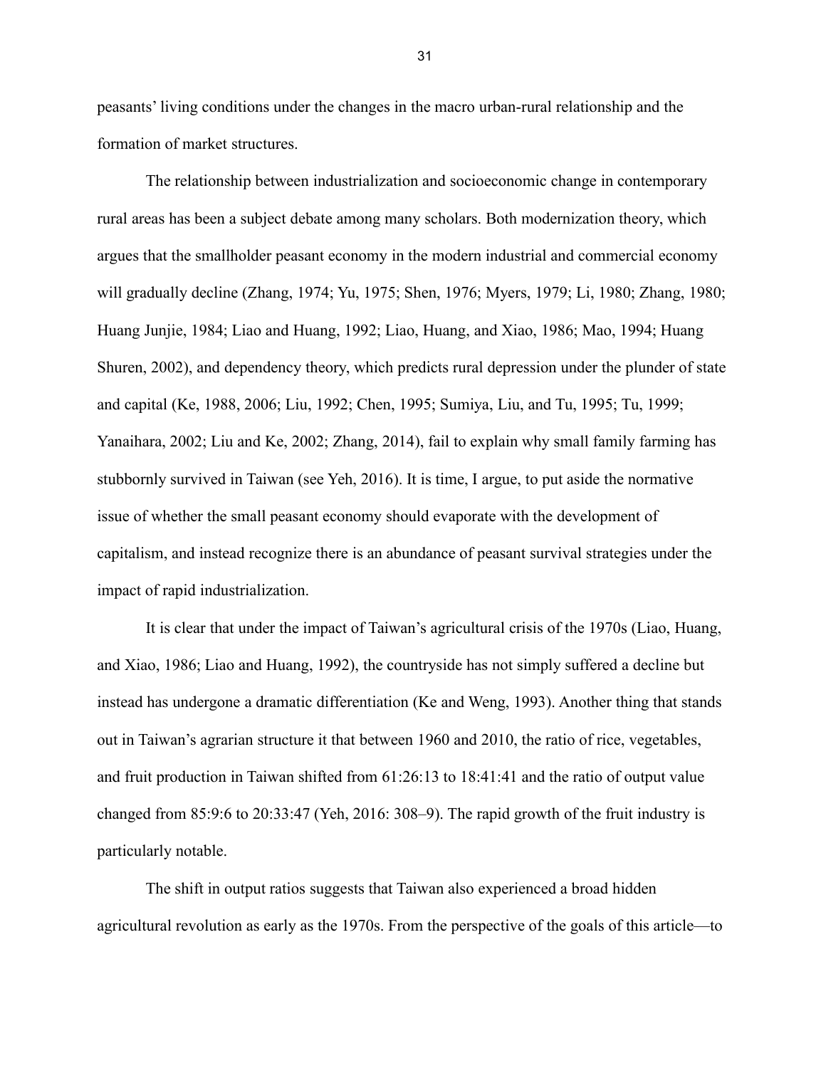peasants' living conditions under the changes in the macro urban-rural relationship and the formation of market structures.

The relationship between industrialization and socioeconomic change in contemporary rural areas has been a subject debate among many scholars. Both modernization theory, which argues that the smallholder peasant economy in the modern industrial and commercial economy will gradually decline (Zhang, 1974; Yu, 1975; Shen, 1976; Myers, 1979; Li, 1980; Zhang, 1980; Huang Junjie, 1984; Liao and Huang, 1992; Liao, Huang, and Xiao, 1986; Mao, 1994; Huang Shuren, 2002), and dependency theory, which predicts rural depression under the plunder of state and capital (Ke, 1988, 2006; Liu, 1992; Chen, 1995; Sumiya, Liu, and Tu, 1995; Tu, 1999; Yanaihara, 2002; Liu and Ke, 2002; Zhang, 2014), fail to explain why small family farming has stubbornly survived in Taiwan (see Yeh, 2016). It is time, I argue, to put aside the normative issue of whether the small peasant economy should evaporate with the development of capitalism, and instead recognize there is an abundance of peasant survival strategies under the impact of rapid industrialization.

It is clear that under the impact of Taiwan's agricultural crisis of the 1970s (Liao, Huang, and Xiao, 1986; Liao and Huang, 1992), the countryside has not simply suffered a decline but instead has undergone a dramatic differentiation (Ke and Weng, 1993). Another thing that stands out in Taiwan's agrarian structure it that between 1960 and 2010, the ratio of rice, vegetables, and fruit production in Taiwan shifted from 61:26:13 to 18:41:41 and the ratio of output value changed from 85:9:6 to 20:33:47 (Yeh, 2016: 308–9). The rapid growth of the fruit industry is particularly notable.

The shift in output ratios suggests that Taiwan also experienced a broad hidden agricultural revolution as early as the 1970s. From the perspective of the goals of this article—to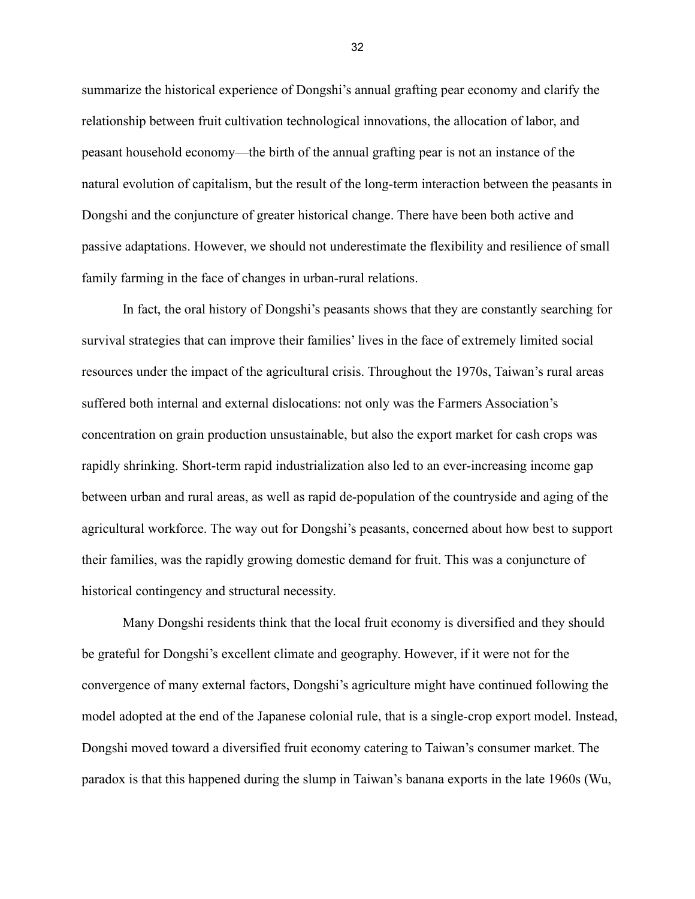summarize the historical experience of Dongshi's annual grafting pear economy and clarify the relationship between fruit cultivation technological innovations, the allocation of labor, and peasant household economy—the birth of the annual grafting pear is not an instance of the natural evolution of capitalism, but the result of the long-term interaction between the peasants in Dongshi and the conjuncture of greater historical change. There have been both active and passive adaptations. However, we should not underestimate the flexibility and resilience of small family farming in the face of changes in urban-rural relations.

In fact, the oral history of Dongshi's peasants shows that they are constantly searching for survival strategies that can improve their families' lives in the face of extremely limited social resources under the impact of the agricultural crisis. Throughout the 1970s, Taiwan's rural areas suffered both internal and external dislocations: not only was the Farmers Association's concentration on grain production unsustainable, but also the export market for cash crops was rapidly shrinking. Short-term rapid industrialization also led to an ever-increasing income gap between urban and rural areas, as well as rapid de-population of the countryside and aging of the agricultural workforce. The way out for Dongshi's peasants, concerned about how best to support their families, was the rapidly growing domestic demand for fruit. This was a conjuncture of historical contingency and structural necessity.

Many Dongshi residents think that the local fruit economy is diversified and they should be grateful for Dongshi's excellent climate and geography. However, if it were not for the convergence of many external factors, Dongshi's agriculture might have continued following the model adopted at the end of the Japanese colonial rule, that is a single-crop export model. Instead, Dongshi moved toward a diversified fruit economy catering to Taiwan's consumer market. The paradox is that this happened during the slump in Taiwan's banana exports in the late 1960s (Wu,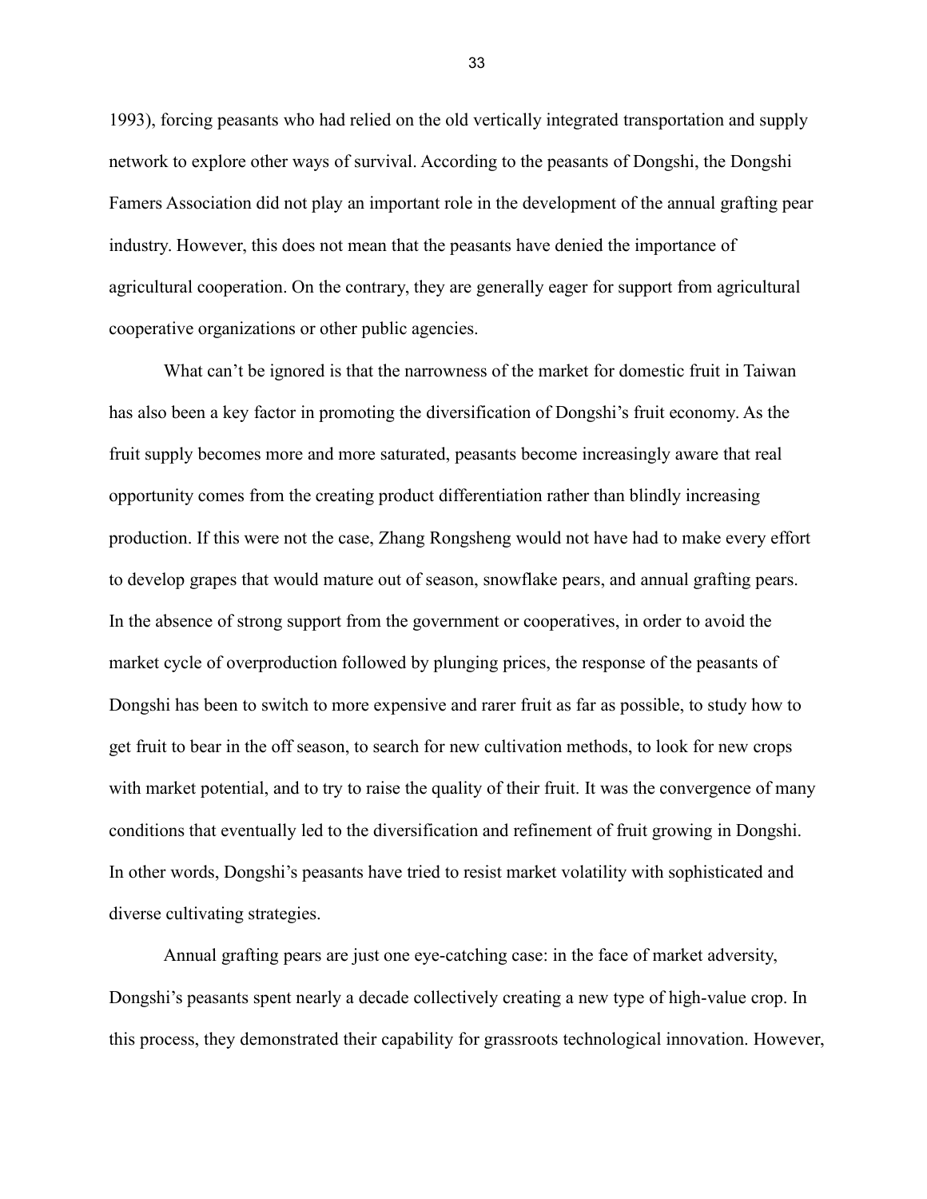1993), forcing peasants who had relied on the old vertically integrated transportation and supply network to explore other ways of survival. According to the peasants of Dongshi, the Dongshi Famers Association did not play an important role in the development of the annual grafting pear industry. However, this does not mean that the peasants have denied the importance of agricultural cooperation. On the contrary, they are generally eager for support from agricultural cooperative organizations or other public agencies.

What can't be ignored is that the narrowness of the market for domestic fruit in Taiwan has also been a key factor in promoting the diversification of Dongshi's fruit economy. As the fruit supply becomes more and more saturated, peasants become increasingly aware that real opportunity comes from the creating product differentiation rather than blindly increasing production. If this were not the case, Zhang Rongsheng would not have had to make every effort to develop grapes that would mature out of season, snowflake pears, and annual grafting pears. In the absence of strong support from the government or cooperatives, in order to avoid the market cycle of overproduction followed by plunging prices, the response of the peasants of Dongshi has been to switch to more expensive and rarer fruit as far as possible, to study how to get fruit to bear in the off season, to search for new cultivation methods, to look for new crops with market potential, and to try to raise the quality of their fruit. It was the convergence of many conditions that eventually led to the diversification and refinement of fruit growing in Dongshi. In other words, Dongshi's peasants have tried to resist market volatility with sophisticated and diverse cultivating strategies.

Annual grafting pears are just one eye-catching case: in the face of market adversity, Dongshi's peasants spent nearly a decade collectively creating a new type of high-value crop. In this process, they demonstrated their capability for grassroots technological innovation. However,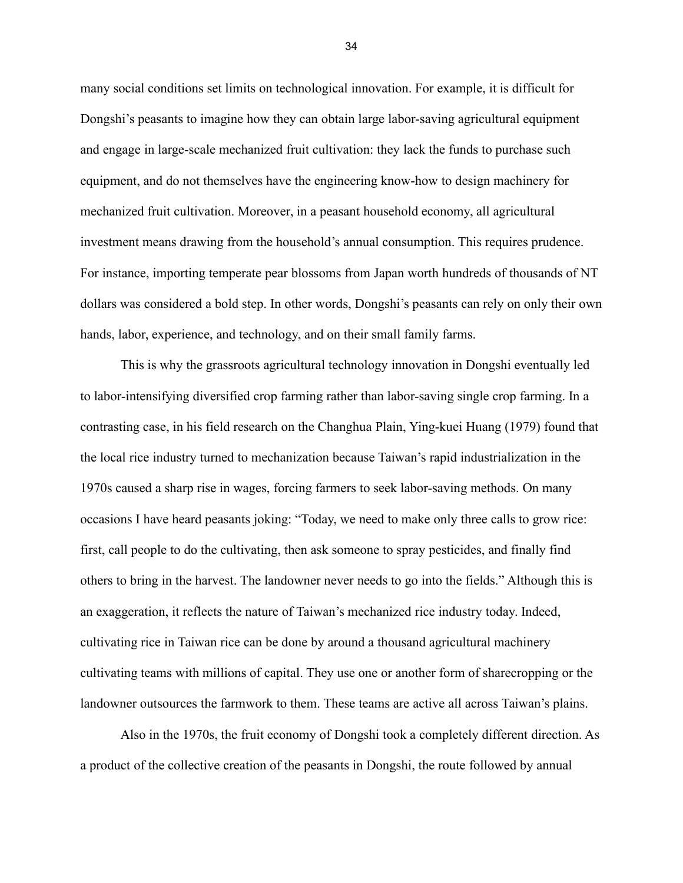many social conditions set limits on technological innovation. For example, it is difficult for Dongshi's peasants to imagine how they can obtain large labor-saving agricultural equipment and engage in large-scale mechanized fruit cultivation: they lack the funds to purchase such equipment, and do not themselves have the engineering know-how to design machinery for mechanized fruit cultivation. Moreover, in a peasant household economy, all agricultural investment means drawing from the household's annual consumption. This requires prudence. For instance, importing temperate pear blossoms from Japan worth hundreds of thousands of NT dollars was considered a bold step. In other words, Dongshi's peasants can rely on only their own hands, labor, experience, and technology, and on their small family farms.

This is why the grassroots agricultural technology innovation in Dongshi eventually led to labor-intensifying diversified crop farming rather than labor-saving single crop farming. In a contrasting case, in his field research on the Changhua Plain, Ying-kuei Huang (1979) found that the local rice industry turned to mechanization because Taiwan's rapid industrialization in the 1970s caused a sharp rise in wages, forcing farmers to seek labor-saving methods. On many occasions I have heard peasants joking: "Today, we need to make only three calls to grow rice: first, call people to do the cultivating, then ask someone to spray pesticides, and finally find others to bring in the harvest. The landowner never needs to go into the fields." Although this is an exaggeration, it reflects the nature of Taiwan's mechanized rice industry today. Indeed, cultivating rice in Taiwan rice can be done by around a thousand agricultural machinery cultivating teams with millions of capital. They use one or another form of sharecropping or the landowner outsources the farmwork to them. These teams are active all across Taiwan's plains.

Also in the 1970s, the fruit economy of Dongshi took a completely different direction. As a product of the collective creation of the peasants in Dongshi, the route followed by annual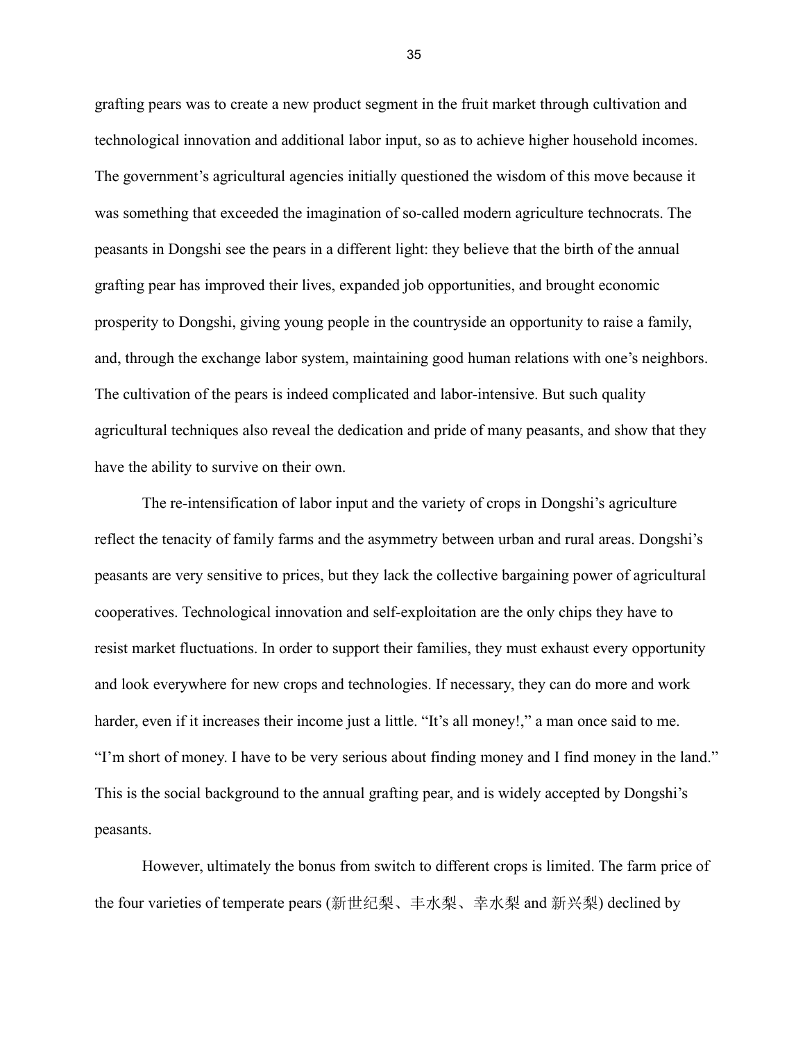grafting pears was to create a new product segment in the fruit market through cultivation and technological innovation and additional labor input, so as to achieve higher household incomes. The government's agricultural agencies initially questioned the wisdom of this move because it was something that exceeded the imagination of so-called modern agriculture technocrats. The peasants in Dongshi see the pears in a different light: they believe that the birth of the annual grafting pear has improved their lives, expanded job opportunities, and brought economic prosperity to Dongshi, giving young people in the countryside an opportunity to raise a family, and, through the exchange labor system, maintaining good human relations with one's neighbors. The cultivation of the pears is indeed complicated and labor-intensive. But such quality agricultural techniques also reveal the dedication and pride of many peasants, and show that they have the ability to survive on their own.

The re-intensification of labor input and the variety of crops in Dongshi's agriculture reflect the tenacity of family farms and the asymmetry between urban and rural areas. Dongshi's peasants are very sensitive to prices, but they lack the collective bargaining power of agricultural cooperatives. Technological innovation and self-exploitation are the only chips they have to resist market fluctuations. In order to support their families, they must exhaust every opportunity and look everywhere for new crops and technologies. If necessary, they can do more and work harder, even if it increases their income just a little. "It's all money!," a man once said to me. "I'm short of money. I have to be very serious about finding money and I find money in the land." This is the social background to the annual grafting pear, and is widely accepted by Dongshi's peasants.

However, ultimately the bonus from switch to different crops is limited. The farm price of the four varieties of temperate pears (新世纪梨、丰水梨、幸水梨 and 新兴梨) declined by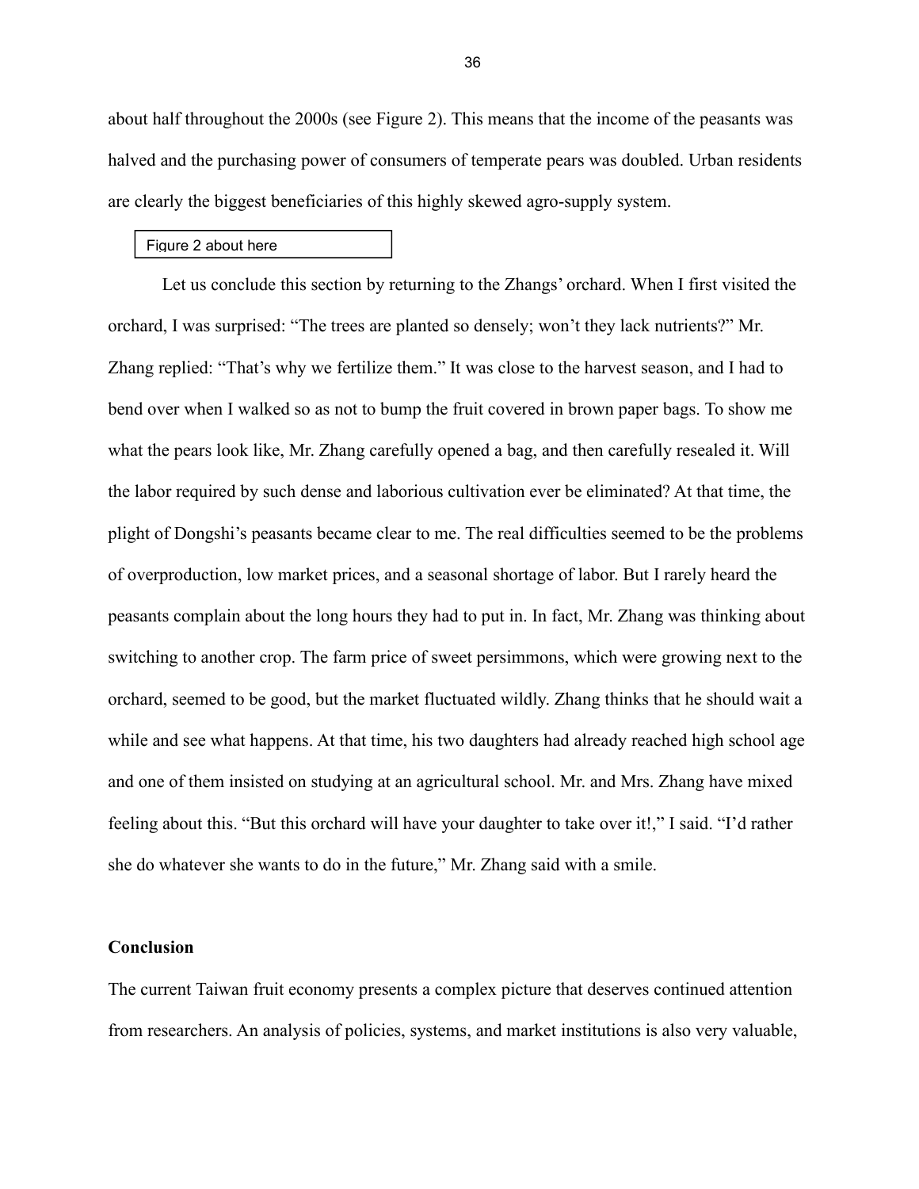about half throughout the 2000s (see Figure 2). This means that the income of the peasants was halved and the purchasing power of consumers of temperate pears was doubled. Urban residents are clearly the biggest beneficiaries of this highly skewed agro-supply system.

Figure 2 about here

Let us conclude this section by returning to the Zhangs' orchard. When I first visited the orchard, I was surprised: "The trees are planted so densely; won't they lack nutrients?" Mr. Zhang replied: "That's why we fertilize them." It was close to the harvest season, and I had to bend over when I walked so as not to bump the fruit covered in brown paper bags. To show me what the pears look like, Mr. Zhang carefully opened a bag, and then carefully resealed it. Will the labor required by such dense and laborious cultivation ever be eliminated? At that time, the plight of Dongshi's peasants became clear to me. The real difficulties seemed to be the problems of overproduction, low market prices, and a seasonal shortage of labor. But I rarely heard the peasants complain about the long hours they had to put in. In fact, Mr. Zhang was thinking about switching to another crop. The farm price of sweet persimmons, which were growing next to the orchard, seemed to be good, but the market fluctuated wildly. Zhang thinks that he should wait a while and see what happens. At that time, his two daughters had already reached high school age and one of them insisted on studying at an agricultural school. Mr. and Mrs. Zhang have mixed feeling about this. "But this orchard will have your daughter to take over it!," I said. "I'd rather she do whatever she wants to do in the future," Mr. Zhang said with a smile.

## Conclusion

The current Taiwan fruit economy presents a complex picture that deserves continued attention from researchers. An analysis of policies, systems, and market institutions is also very valuable,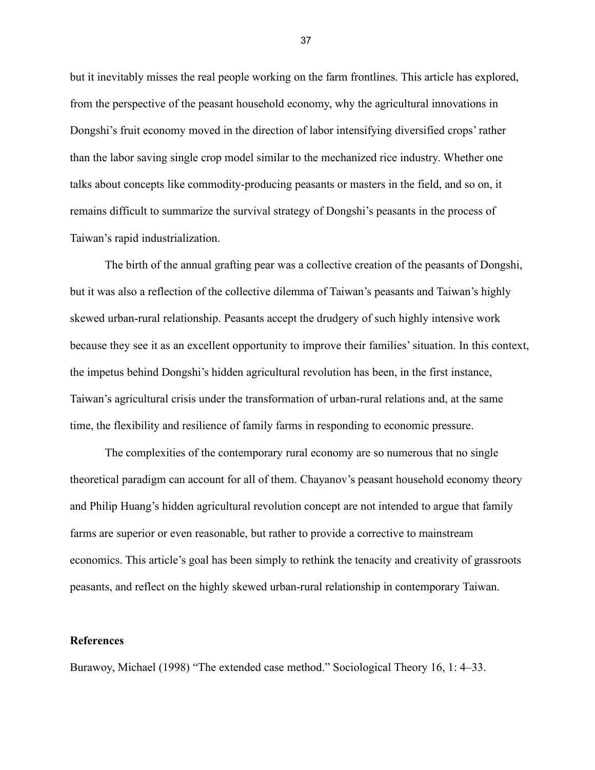but it inevitably misses the real people working on the farm frontlines. This article has explored, from the perspective of the peasant household economy, why the agricultural innovations in Dongshi's fruit economy moved in the direction of labor intensifying diversified crops' rather than the labor saving single crop model similar to the mechanized rice industry. Whether one talks about concepts like commodity-producing peasants or masters in the field, and so on, it remains difficult to summarize the survival strategy of Dongshi's peasants in the process of Taiwan's rapid industrialization.

The birth of the annual grafting pear was a collective creation of the peasants of Dongshi, but it was also a reflection of the collective dilemma of Taiwan's peasants and Taiwan's highly skewed urban-rural relationship. Peasants accept the drudgery of such highly intensive work because they see it as an excellent opportunity to improve their families' situation. In this context, the impetus behind Dongshi's hidden agricultural revolution has been, in the first instance, Taiwan's agricultural crisis under the transformation of urban-rural relations and, at the same time, the flexibility and resilience of family farms in responding to economic pressure.

The complexities of the contemporary rural economy are so numerous that no single theoretical paradigm can account for all of them. Chayanov's peasant household economy theory and Philip Huang's hidden agricultural revolution concept are not intended to argue that family farms are superior or even reasonable, but rather to provide a corrective to mainstream economics. This article's goal has been simply to rethink the tenacity and creativity of grassroots peasants, and reflect on the highly skewed urban-rural relationship in contemporary Taiwan.

## References

Burawoy, Michael (1998) "The extended case method." Sociological Theory 16, 1: 4–33.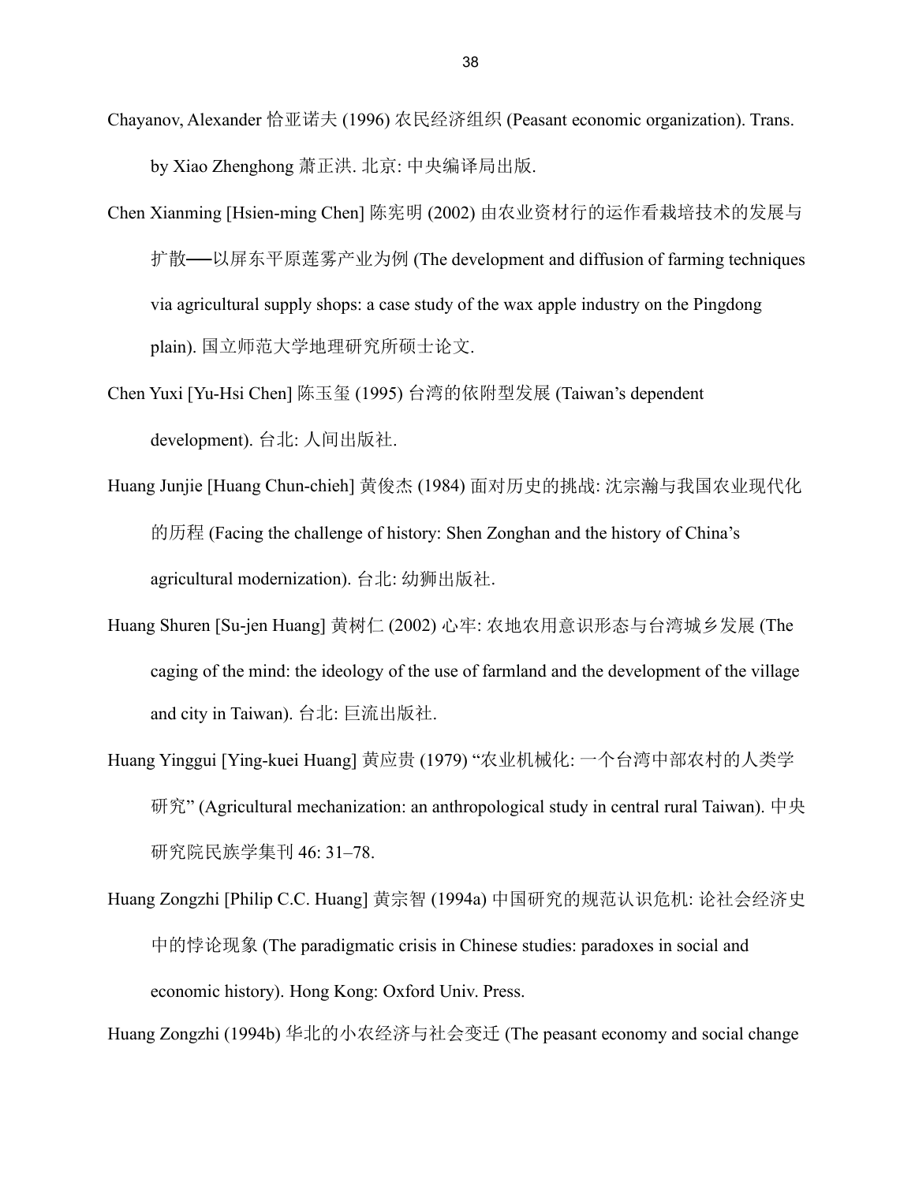Chayanov, Alexander 恰亚诺夫 (1996) 农民经济组织 (Peasant economic organization). Trans. by Xiao Zhenghong 萧正洪. 北京: 中央编译局出版.

Chen Xianming [Hsien-ming Chen] 陈宪明 (2002) 由农业资材行的运作看栽培技术的发展与扩散──以屏东平原莲雾产业为例 (The development and diffusion of farming techniques via agricultural supply shops: a case study of the wax apple industry on the Pingdong plain). 国立师范大学地理研究所硕士论文.

Chen Yuxi [Yu-Hsi Chen] 陈玉玺 (1995) 台湾的依附型发展 (Taiwan's dependent development). 台北: 人间出版社.

Huang Junjie [Huang Chun-chieh] 黄俊杰 (1984) 面对历史的挑战: 沈宗瀚与我国农业现代化的历程 (Facing the challenge of history: Shen Zonghan and the history of China's agricultural modernization). 台北: 幼狮出版社.

Huang Shuren [Su-jen Huang] 黄树仁 (2002) 心牢: 农地农用意识形态与台湾城乡发展 (The caging of the mind: the ideology of the use of farmland and the development of the village and city in Taiwan). 台北: 巨流出版社.

Huang Yinggui [Ying-kuei Huang] 黄应贵 (1979) "农业机械化: 一个台湾中部农村的人类学研究" (Agricultural mechanization: an anthropological study in central rural Taiwan). 中央研究院民族学集刊 46: 31–78.

Huang Zongzhi [Philip C.C. Huang] 黄宗智 (1994a) 中国研究的规范认识危机: 论社会经济史中的悖论现象 (The paradigmatic crisis in Chinese studies: paradoxes in social and economic history). Hong Kong: Oxford Univ. Press.

Huang Zongzhi (1994b) 华北的小农经济与社会变迁 (The peasant economy and social change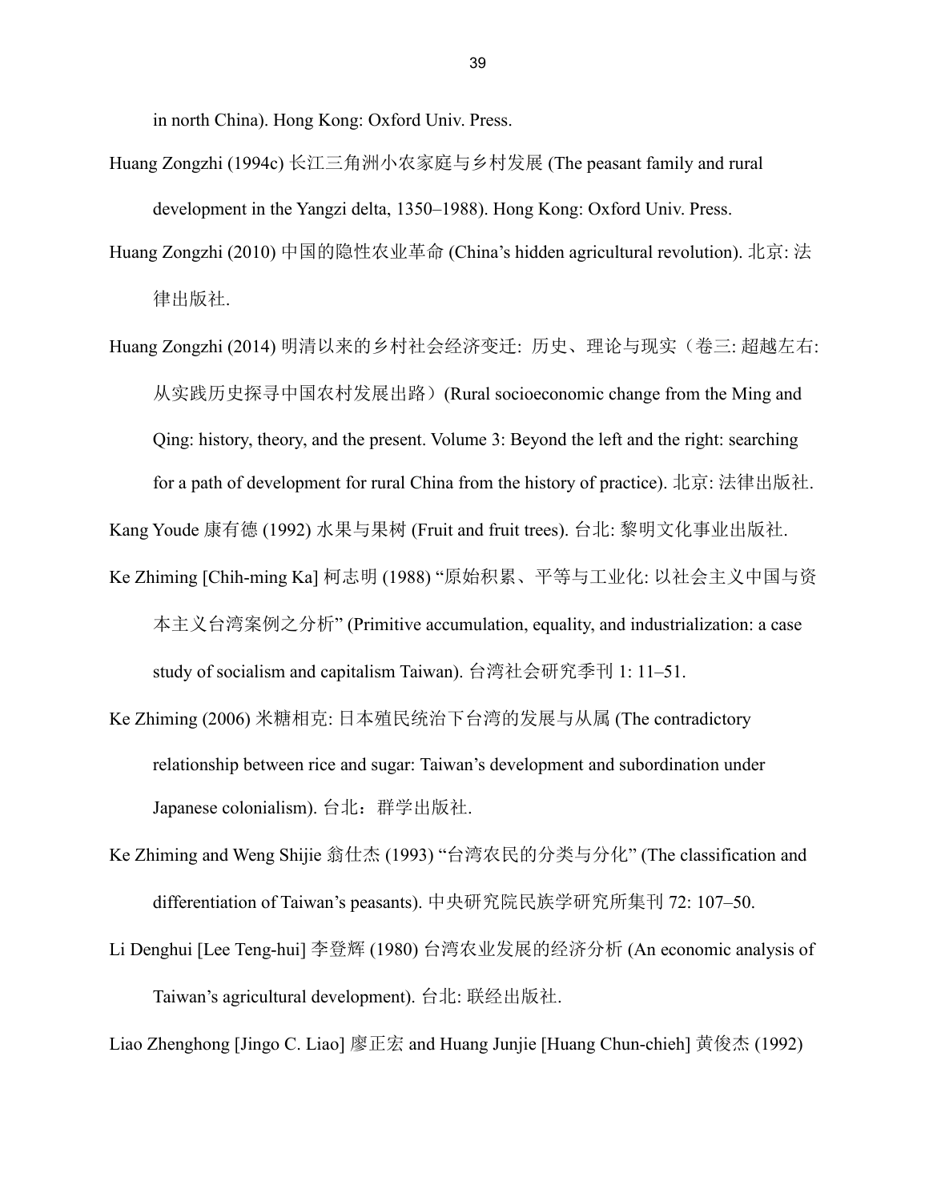in north China). Hong Kong: Oxford Univ. Press.

Huang Zongzhi (1994c) 长江三角洲小农家庭与乡村发展 (The peasant family and rural development in the Yangzi delta, 1350–1988). Hong Kong: Oxford Univ. Press.

Huang Zongzhi (2010) 中国的隐性农业革命 (China's hidden agricultural revolution). 北京: 法律出版社.

Huang Zongzhi (2014) 明清以来的乡村社会经济变迁: 历史、理论与现实（卷三: 超越左右: 从实践历史探寻中国农村发展出路）(Rural socioeconomic change from the Ming and Qing: history, theory, and the present. Volume 3: Beyond the left and the right: searching for a path of development for rural China from the history of practice). 北京: 法律出版社.

Kang Youde 康有德 (1992) 水果与果树 (Fruit and fruit trees). 台北: 黎明文化事业出版社.

Ke Zhiming [Chih-ming Ka] 柯志明 (1988) "原始积累、平等与工业化: 以社会主义中国与资本主义台湾案例之分析" (Primitive accumulation, equality, and industrialization: a case study of socialism and capitalism Taiwan). 台湾社会研究季刊 1: 11–51.

Ke Zhiming (2006) 米糖相克: 日本殖民统治下台湾的发展与从属 (The contradictory relationship between rice and sugar: Taiwan's development and subordination under Japanese colonialism). 台北：群学出版社.

Ke Zhiming and Weng Shijie 翁仕杰 (1993) "台湾农民的分类与分化" (The classification and differentiation of Taiwan's peasants). 中央研究院民族学研究所集刊 72: 107–50.

Li Denghui [Lee Teng-hui] 李登辉 (1980) 台湾农业发展的经济分析 (An economic analysis of Taiwan's agricultural development). 台北: 联经出版社.

Liao Zhenghong [Jingo C. Liao] 廖正宏 and Huang Junjie [Huang Chun-chieh] 黄俊杰 (1992)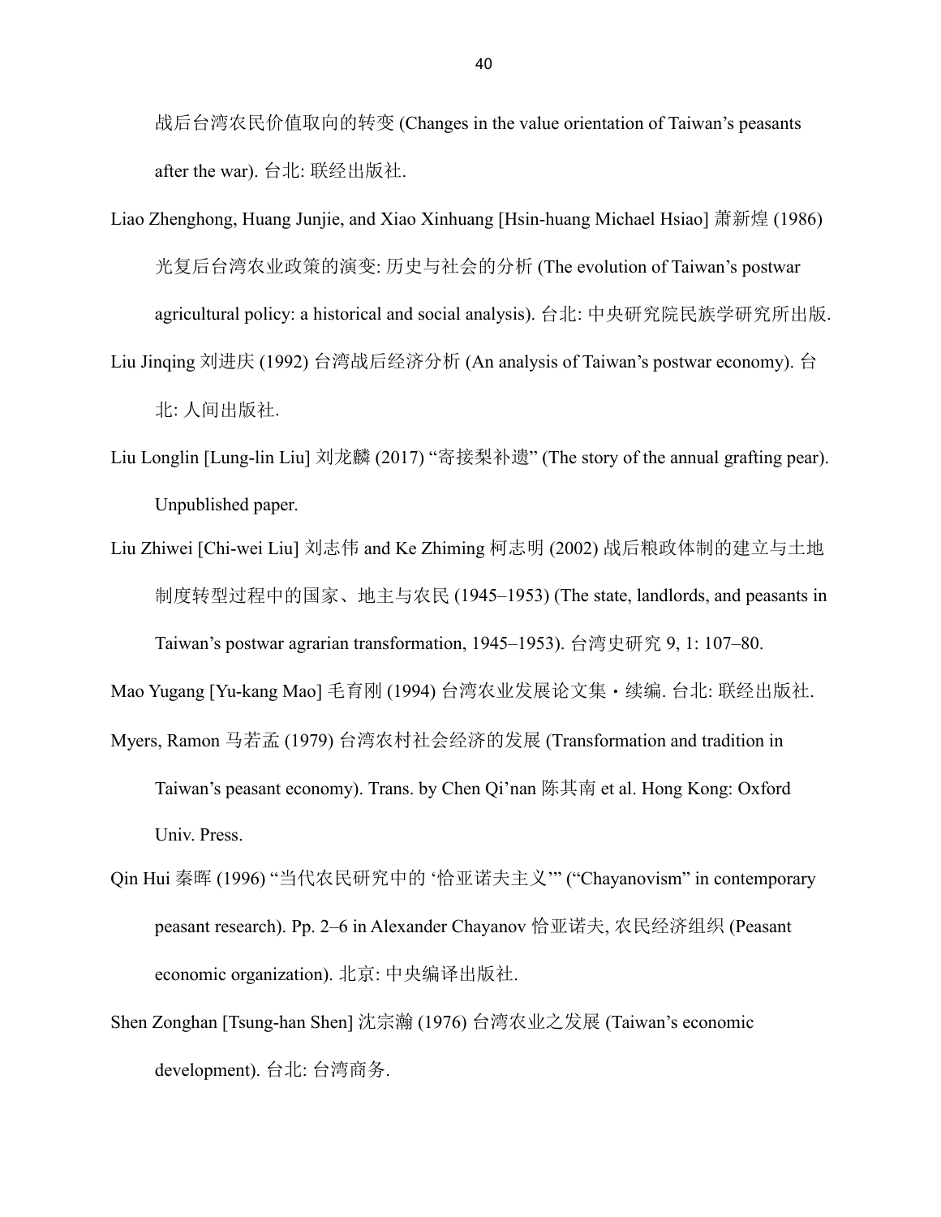战后台湾农民价值取向的转变 (Changes in the value orientation of Taiwan's peasants after the war). 台北: 联经出版社.

Liao Zhenghong, Huang Junjie, and Xiao Xinhuang [Hsin-huang Michael Hsiao] 萧新煌 (1986) 光复后台湾农业政策的演变: 历史与社会的分析 (The evolution of Taiwan's postwar agricultural policy: a historical and social analysis). 台北: 中央研究院民族学研究所出版.

Liu Jinqing 刘进庆 (1992) 台湾战后经济分析 (An analysis of Taiwan's postwar economy). 台北: 人间出版社.

Liu Longlin [Lung-lin Liu] 刘龙麟 (2017) "寄接梨补遗" (The story of the annual grafting pear). Unpublished paper.

Liu Zhiwei [Chi-wei Liu] 刘志伟 and Ke Zhiming 柯志明 (2002) 战后粮政体制的建立与土地制度转型过程中的国家、地主与农民 (1945–1953) (The state, landlords, and peasants in Taiwan's postwar agrarian transformation, 1945–1953). 台湾史研究 9, 1: 107–80.

Mao Yugang [Yu-kang Mao] 毛育刚 (1994) 台湾农业发展论文集・续编. 台北: 联经出版社.

Myers, Ramon 马若孟 (1979) 台湾农村社会经济的发展 (Transformation and tradition in Taiwan's peasant economy). Trans. by Chen Qi'nan 陈其南 et al. Hong Kong: Oxford Univ. Press.

Qin Hui 秦晖 (1996) "当代农民研究中的 '恰亚诺夫主义'" ("Chayanovism" in contemporary peasant research). Pp. 2–6 in Alexander Chayanov 恰亚诺夫, 农民经济组织 (Peasant economic organization). 北京: 中央编译出版社.

Shen Zonghan [Tsung-han Shen] 沈宗瀚 (1976) 台湾农业之发展 (Taiwan's economic development). 台北: 台湾商务.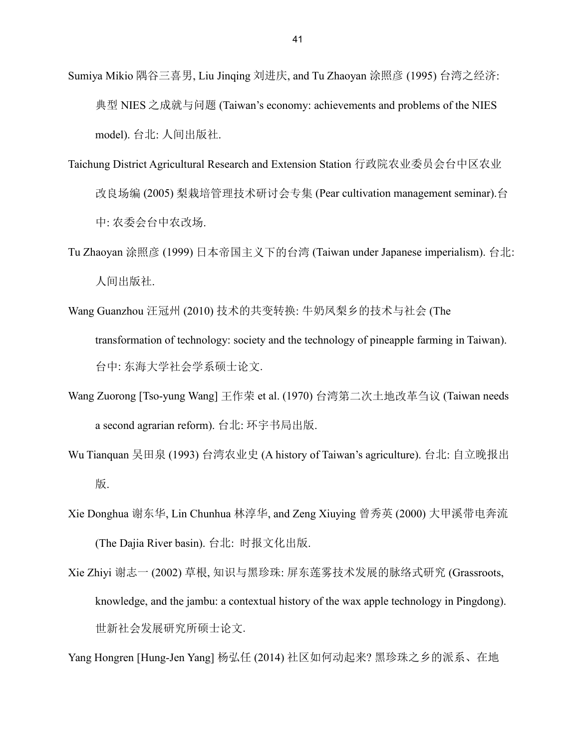Sumiya Mikio 隅谷三喜男, Liu Jinqing 刘进庆, and Tu Zhaoyan 涂照彦 (1995) 台湾之经济: 典型 NIES 之成就与问题 (Taiwan's economy: achievements and problems of the NIES model). 台北: 人间出版社.

Taichung District Agricultural Research and Extension Station 行政院农业委员会台中区农业改良场编 (2005) 梨栽培管理技术研讨会专集 (Pear cultivation management seminar).台中: 农委会台中农改场.

Tu Zhaoyan 涂照彦 (1999) 日本帝国主义下的台湾 (Taiwan under Japanese imperialism). 台北: 人间出版社.

Wang Guanzhou 汪冠州 (2010) 技术的共变转换: 牛奶凤梨乡的技术与社会 (The transformation of technology: society and the technology of pineapple farming in Taiwan). 台中: 东海大学社会学系硕士论文.

Wang Zuorong [Tso-yung Wang] 王作荣 et al. (1970) 台湾第二次土地改革刍议 (Taiwan needs a second agrarian reform). 台北: 环宇书局出版.

Wu Tianquan 吴田泉 (1993) 台湾农业史 (A history of Taiwan's agriculture). 台北: 自立晚报出版.

Xie Donghua 谢东华, Lin Chunhua 林淳华, and Zeng Xiuying 曾秀英 (2000) 大甲溪带电奔流 (The Dajia River basin). 台北: 时报文化出版.

Xie Zhiyi 谢志一 (2002) 草根, 知识与黑珍珠: 屏东莲雾技术发展的脉络式研究 (Grassroots, knowledge, and the jambu: a contextual history of the wax apple technology in Pingdong). 世新社会发展研究所硕士论文.

Yang Hongren [Hung-Jen Yang] 杨弘任 (2014) 社区如何动起来? 黑珍珠之乡的派系、在地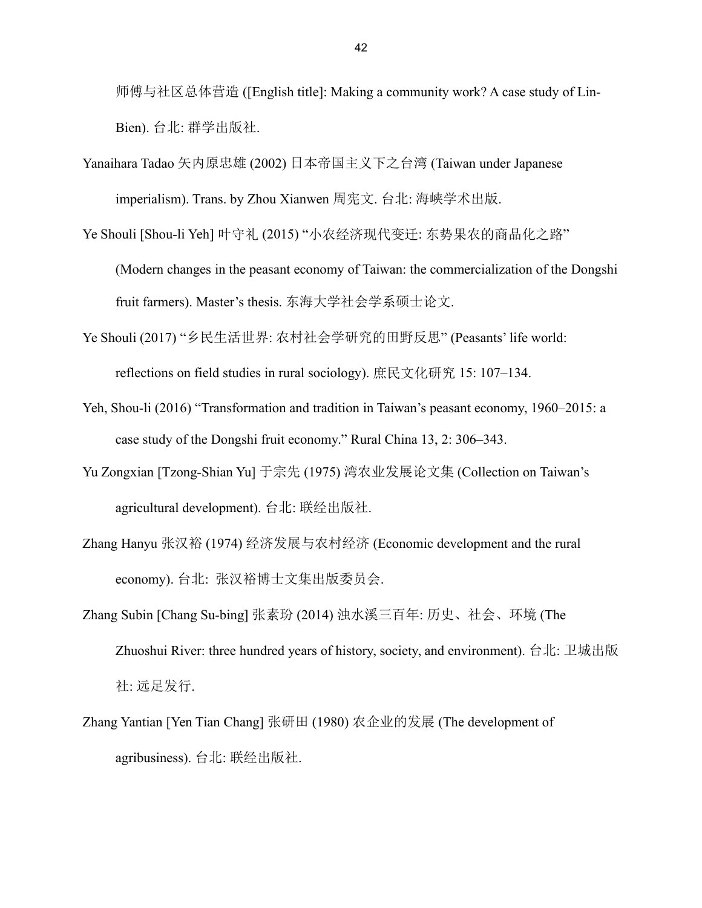师傅与社区总体营造 ([English title]: Making a community work? A case study of Lin-Bien). 台北: 群学出版社.

Yanaihara Tadao 矢内原忠雄 (2002) 日本帝国主义下之台湾 (Taiwan under Japanese imperialism). Trans. by Zhou Xianwen 周宪文. 台北: 海峡学术出版.

Ye Shouli [Shou-li Yeh] 叶守礼 (2015) "小农经济现代变迁: 东势果农的商品化之路" (Modern changes in the peasant economy of Taiwan: the commercialization of the Dongshi fruit farmers). Master's thesis. 东海大学社会学系硕士论文.

Ye Shouli (2017) "乡民生活世界: 农村社会学研究的田野反思" (Peasants' life world: reflections on field studies in rural sociology). 庶民文化研究 15: 107–134.

Yeh, Shou-li (2016) "Transformation and tradition in Taiwan's peasant economy, 1960–2015: a case study of the Dongshi fruit economy." Rural China 13, 2: 306–343.

Yu Zongxian [Tzong-Shian Yu] 于宗先 (1975) 湾农业发展论文集 (Collection on Taiwan's agricultural development). 台北: 联经出版社.

Zhang Hanyu 张汉裕 (1974) 经济发展与农村经济 (Economic development and the rural economy). 台北: 张汉裕博士文集出版委员会.

Zhang Subin [Chang Su-bing] 张素玢 (2014) 浊水溪三百年: 历史、社会、环境 (The Zhuoshui River: three hundred years of history, society, and environment). 台北: 卫城出版社: 远足发行.

Zhang Yantian [Yen Tian Chang] 张研田 (1980) 农企业的发展 (The development of agribusiness). 台北: 联经出版社.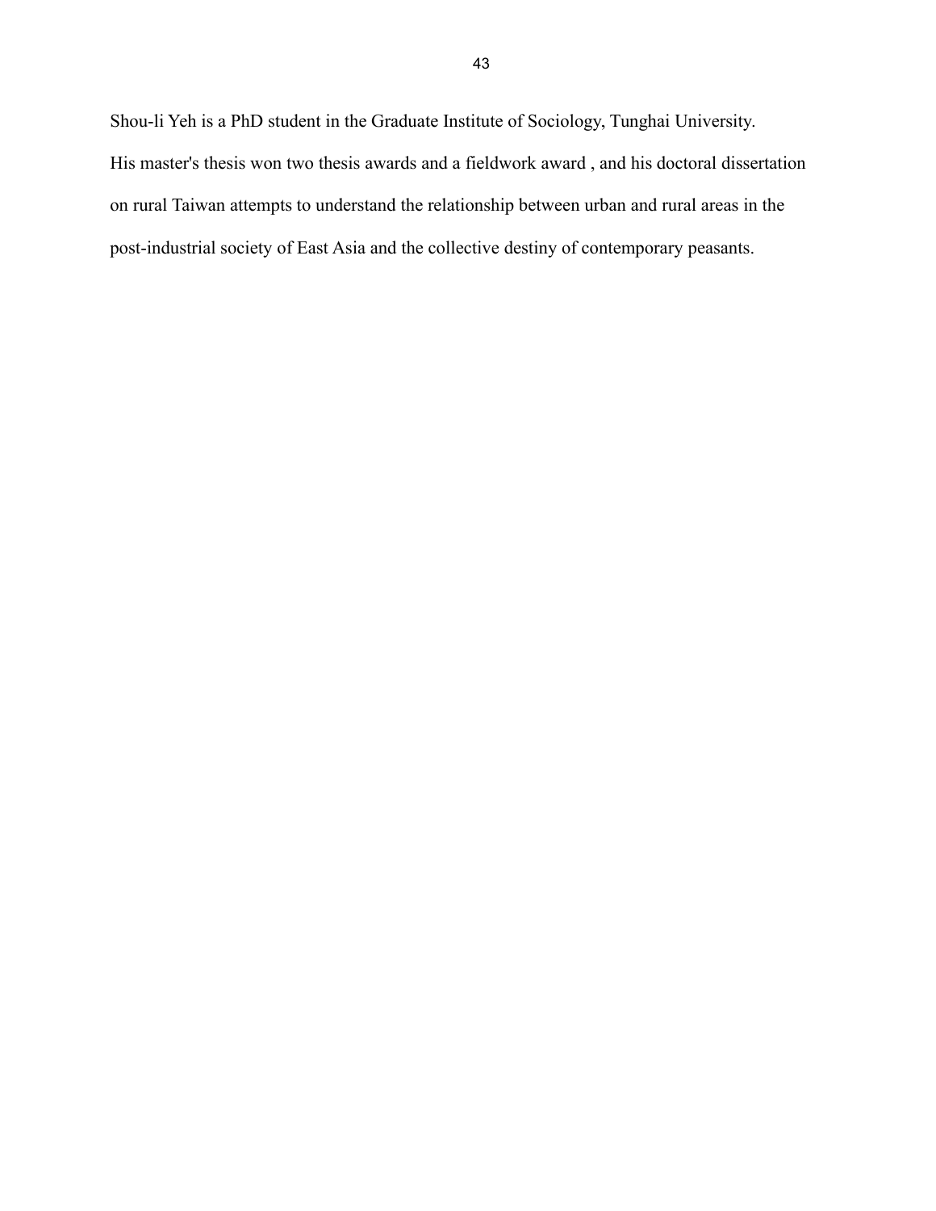Shou-li Yeh is a PhD student in the Graduate Institute of Sociology, Tunghai University. His master's thesis won two thesis awards and a fieldwork award , and his doctoral dissertation on rural Taiwan attempts to understand the relationship between urban and rural areas in the post-industrial society of East Asia and the collective destiny of contemporary peasants.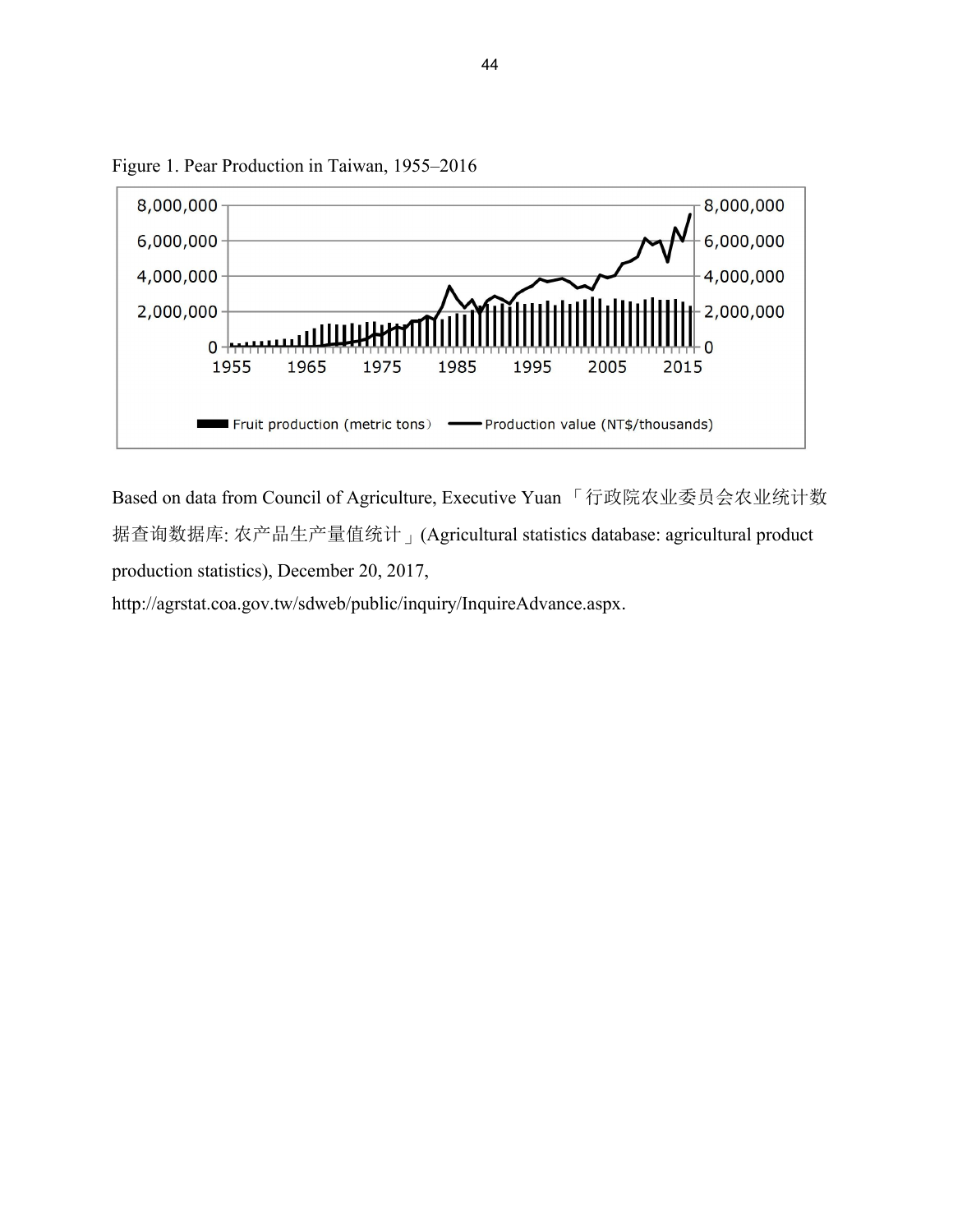Figure 1. Pear Production in Taiwan, 1955–2016

Based on data from Council of Agriculture, Executive Yuan 「行政院农业委员会农业统计数据查询数据库: 农产品生产量值统计」(Agricultural statistics database: agricultural product production statistics), December 20, 2017, http://agrstat.coa.gov.tw/sdweb/public/inquiry/InquireAdvance.aspx.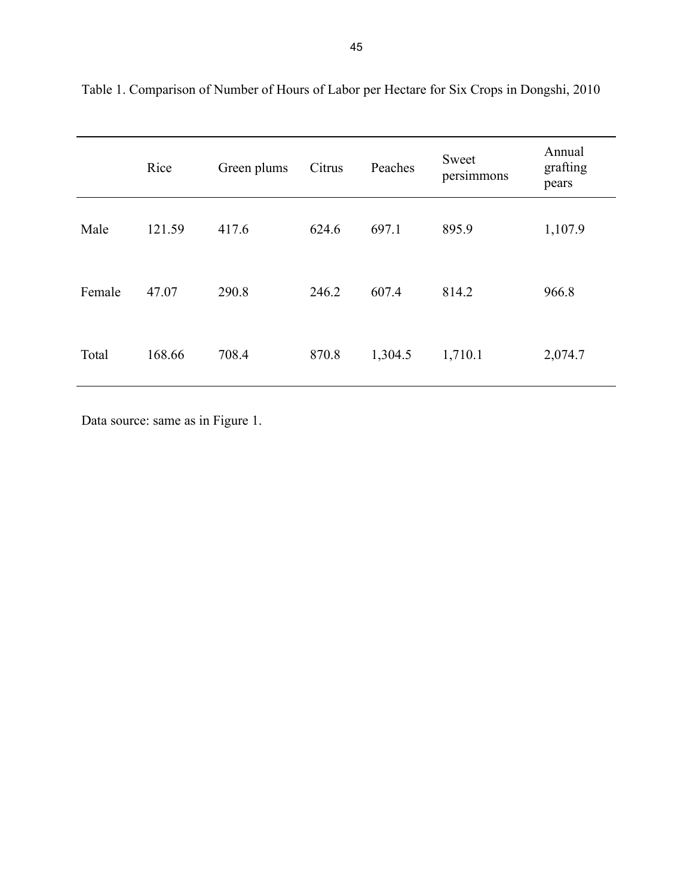Table 1. Comparison of Number of Hours of Labor per Hectare for Six Crops in Dongshi, 2010

| | Rice | Green plums | Citrus | Peaches | Sweet persimmons | Annual grafting pears |
|---|---|---|---|---|---|---|
| Male | 121.59 | 417.6 | 624.6 | 697.1 | 895.9 | 1,107.9 |
| Female | 47.07 | 290.8 | 246.2 | 607.4 | 814.2 | 966.8 |
| Total | 168.66 | 708.4 | 870.8 | 1,304.5 | 1,710.1 | 2,074.7 |

Data source: same as in Figure 1.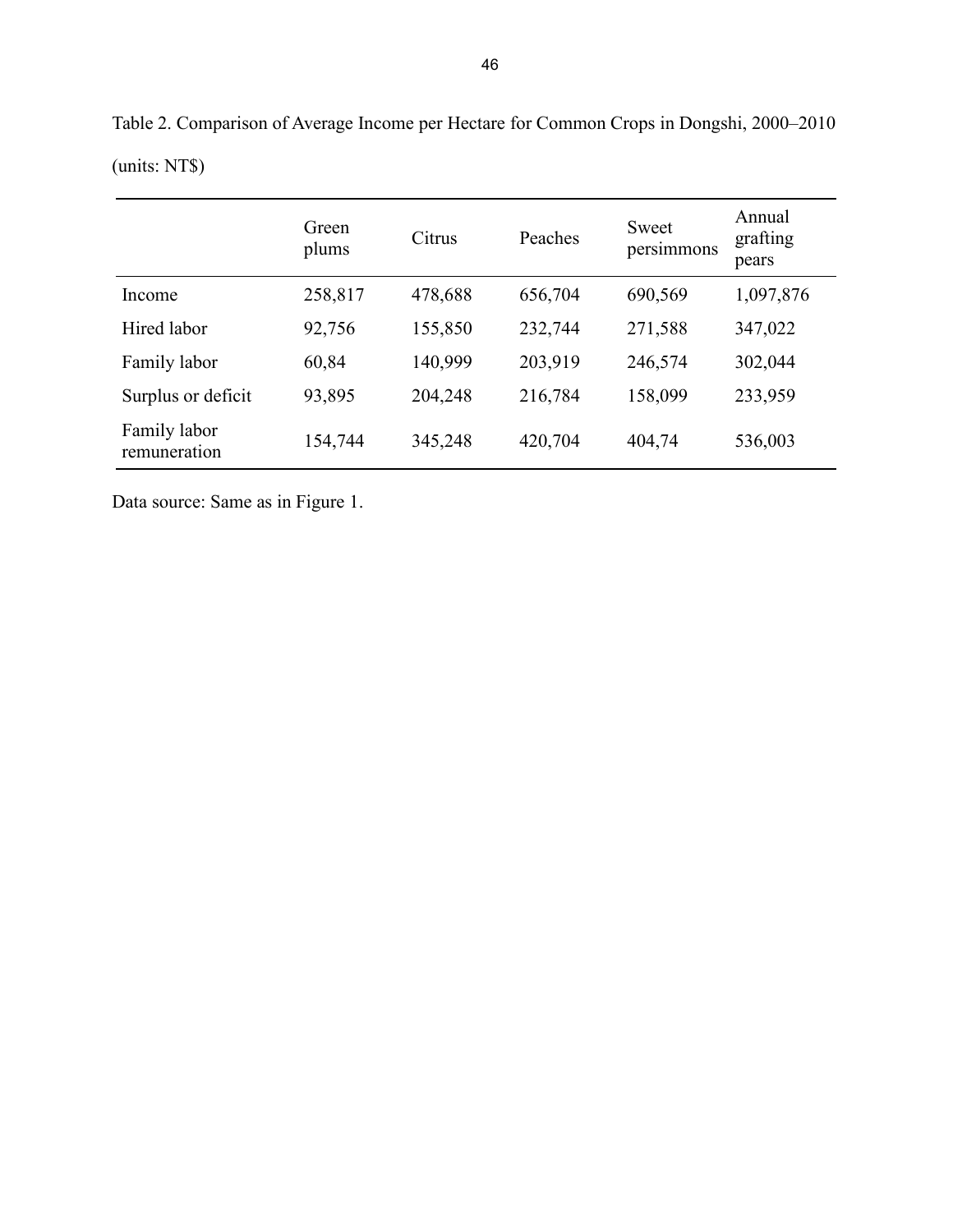Table 2. Comparison of Average Income per Hectare for Common Crops in Dongshi, 2000–2010

(units: NT$)

| | Green plums | Citrus | Peaches | Sweet persimmons | Annual grafting pears |
|---|---|---|---|---|---|
| Income | 258,817 | 478,688 | 656,704 | 690,569 | 1,097,876 |
| Hired labor | 92,756 | 155,850 | 232,744 | 271,588 | 347,022 |
| Family labor | 60,84 | 140,999 | 203,919 | 246,574 | 302,044 |
| Surplus or deficit | 93,895 | 204,248 | 216,784 | 158,099 | 233,959 |
| Family labor remuneration | 154,744 | 345,248 | 420,704 | 404,74 | 536,003 |

Data source: Same as in Figure 1.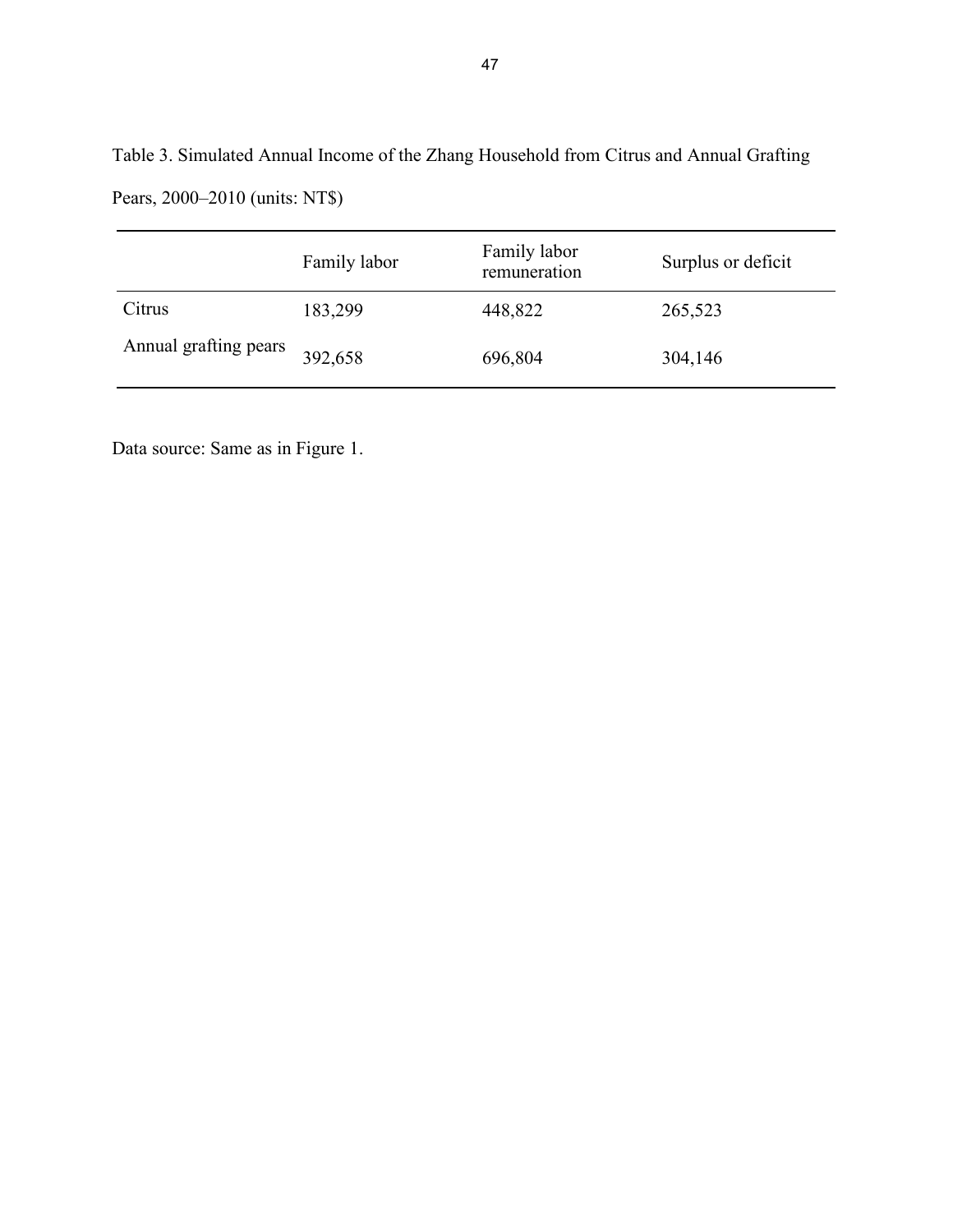Table 3. Simulated Annual Income of the Zhang Household from Citrus and Annual Grafting Pears, 2000–2010 (units: NT$)

| | Family labor | Family labor remuneration | Surplus or deficit |
|---|---|---|---|
| Citrus | 183,299 | 448,822 | 265,523 |
| Annual grafting pears | 392,658 | 696,804 | 304,146 |

Data source: Same as in Figure 1.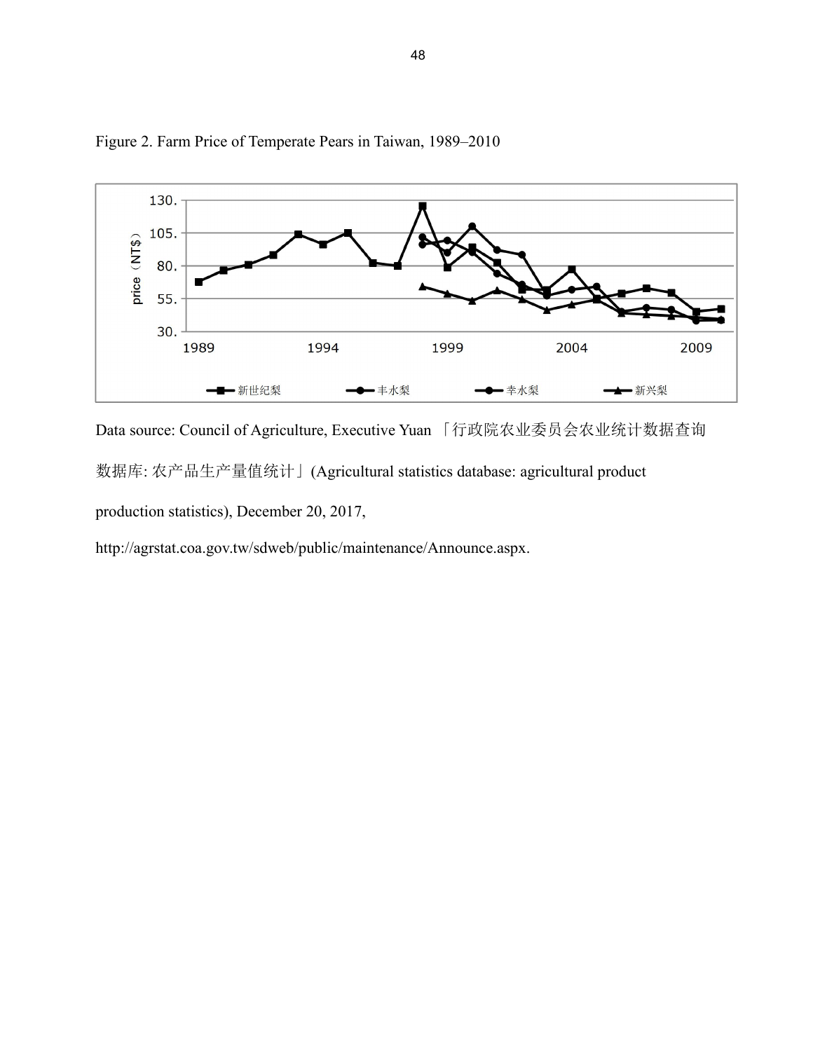Figure 2. Farm Price of Temperate Pears in Taiwan, 1989–2010

price（NT$）

130.

105.

80.

55.

30.

1989

1994

1999

2004

2009

新世纪梨

丰水梨

幸水梨

新兴梨

Data source: Council of Agriculture, Executive Yuan 「行政院农业委员会农业统计数据查询数据库: 农产品生产量值统计」(Agricultural statistics database: agricultural product production statistics), December 20, 2017, http://agrstat.coa.gov.tw/sdweb/public/maintenance/Announce.aspx.